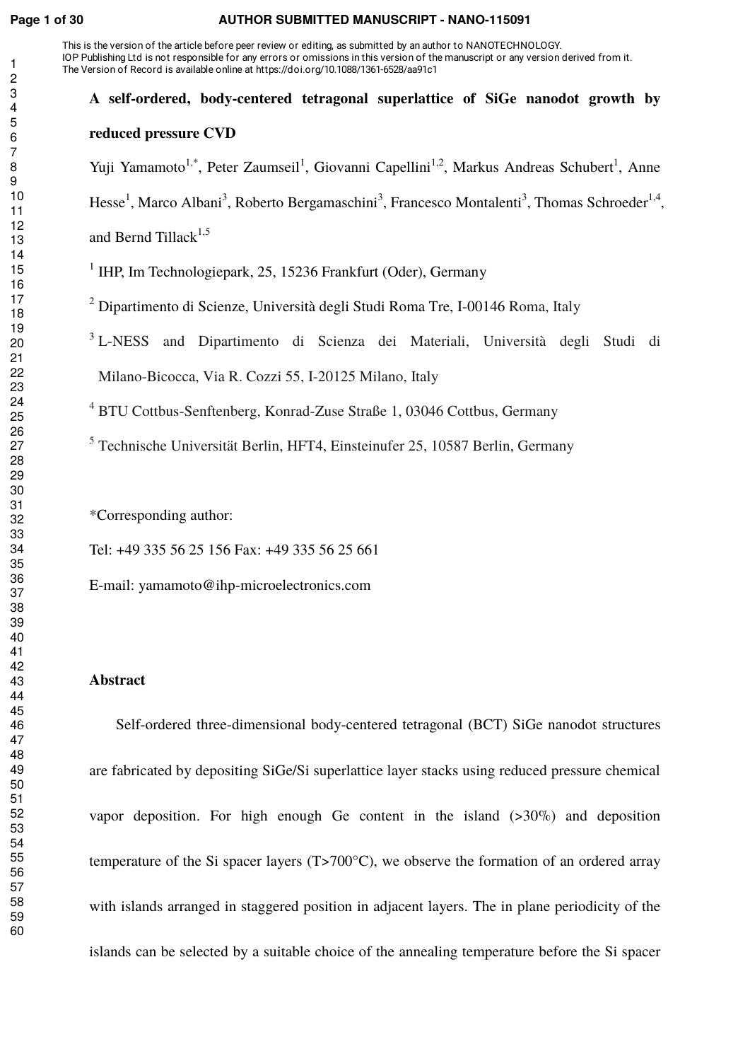This is the version of the article before peer review or editing, as submitted by an author to NANOTECHNOLOGY. IOP Publishing Ltd is not responsible for any errors or omissions in this version of the manuscript or any version derived from it. The Version of Record is available online at https://doi.org/10.1088/1361-6528/aa91c1

# A self-ordered, body-centered tetragonal superlattice of SiGe nanodot growth by reduced pressure CVD

Yuji Yamamoto[1,*], Peter Zaumseil[1], Giovanni Capellini[1,2], Markus Andreas Schubert[1], Anne Hesse[1], Marco Albani[3], Roberto Bergamaschini[3], Francesco Montalenti[3], Thomas Schroeder[1,4], and Bernd Tillack[1,5]

[1] IHP, Im Technologiepark, 25, 15236 Frankfurt (Oder), Germany

[2] Dipartimento di Scienze, Università degli Studi Roma Tre, I-00146 Roma, Italy

[3] L-NESS and Dipartimento di Scienza dei Materiali, Università degli Studi di Milano-Bicocca, Via R. Cozzi 55, I-20125 Milano, Italy

[4] BTU Cottbus-Senftenberg, Konrad-Zuse Straße 1, 03046 Cottbus, Germany

[5] Technische Universität Berlin, HFT4, Einsteinufer 25, 10587 Berlin, Germany

*Corresponding author:

Tel: +49 335 56 25 156 Fax: +49 335 56 25 661

E-mail: yamamoto@ihp-microelectronics.com

## Abstract

Self-ordered three-dimensional body-centered tetragonal (BCT) SiGe nanodot structures are fabricated by depositing SiGe/Si superlattice layer stacks using reduced pressure chemical vapor deposition. For high enough Ge content in the island (>30%) and deposition temperature of the Si spacer layers (T>700°C), we observe the formation of an ordered array with islands arranged in staggered position in adjacent layers. The in plane periodicity of the islands can be selected by a suitable choice of the annealing temperature before the Si spacer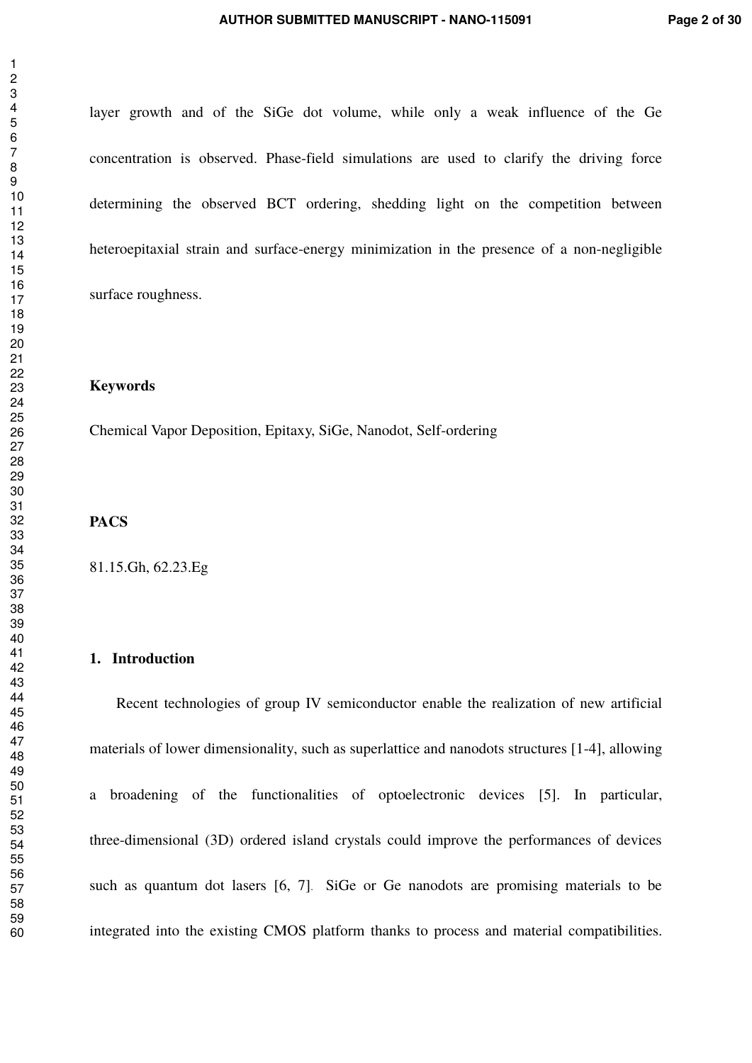layer growth and of the SiGe dot volume, while only a weak influence of the Ge concentration is observed. Phase-field simulations are used to clarify the driving force determining the observed BCT ordering, shedding light on the competition between heteroepitaxial strain and surface-energy minimization in the presence of a non-negligible surface roughness.

**Keywords**

Chemical Vapor Deposition, Epitaxy, SiGe, Nanodot, Self-ordering

**PACS**

81.15.Gh, 62.23.Eg

## 1. Introduction

Recent technologies of group IV semiconductor enable the realization of new artificial materials of lower dimensionality, such as superlattice and nanodots structures [1-4], allowing a broadening of the functionalities of optoelectronic devices [5]. In particular, three-dimensional (3D) ordered island crystals could improve the performances of devices such as quantum dot lasers [6, 7]. SiGe or Ge nanodots are promising materials to be integrated into the existing CMOS platform thanks to process and material compatibilities.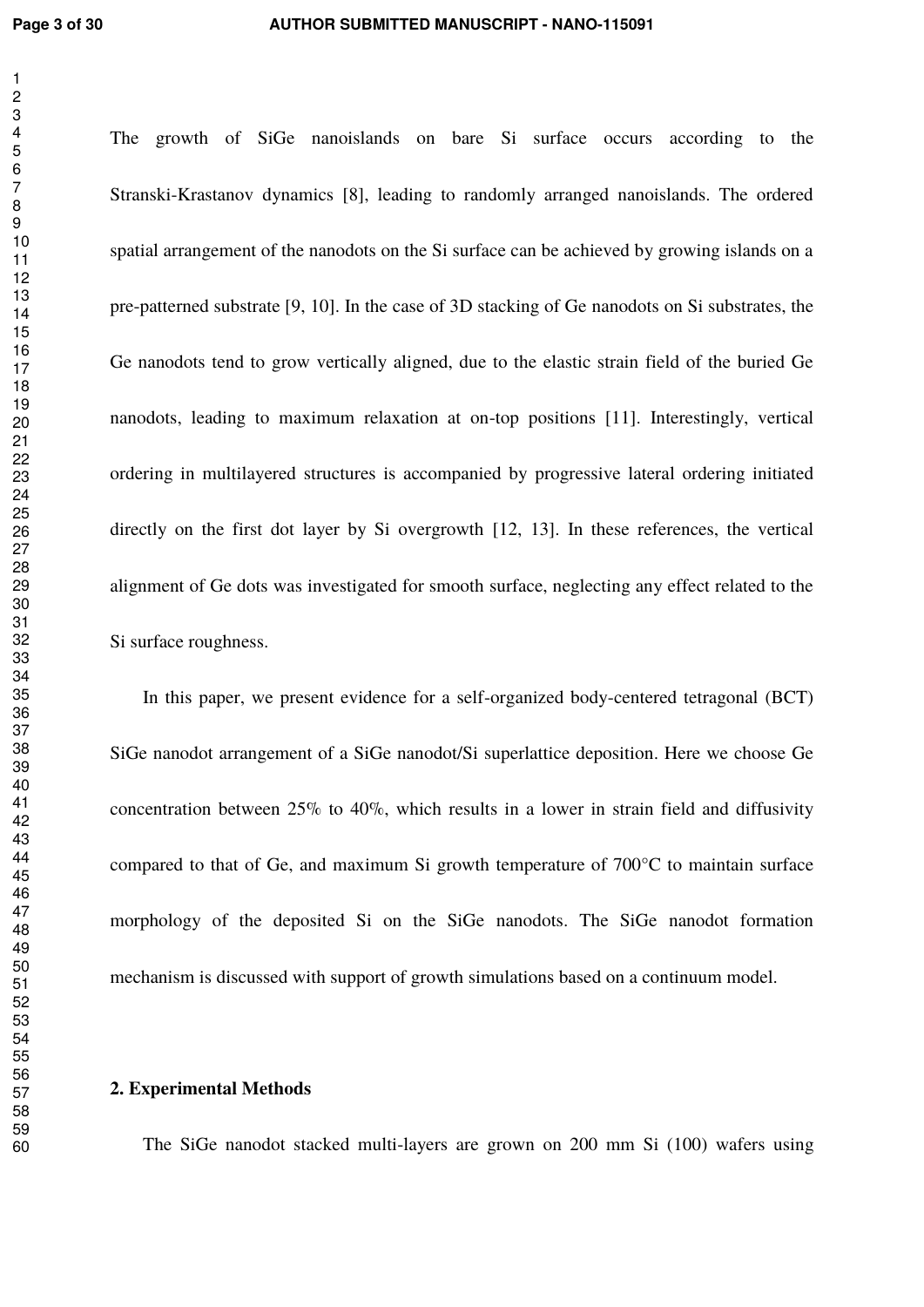The growth of SiGe nanoislands on bare Si surface occurs according to the Stranski-Krastanov dynamics [8], leading to randomly arranged nanoislands. The ordered spatial arrangement of the nanodots on the Si surface can be achieved by growing islands on a pre-patterned substrate [9, 10]. In the case of 3D stacking of Ge nanodots on Si substrates, the Ge nanodots tend to grow vertically aligned, due to the elastic strain field of the buried Ge nanodots, leading to maximum relaxation at on-top positions [11]. Interestingly, vertical ordering in multilayered structures is accompanied by progressive lateral ordering initiated directly on the first dot layer by Si overgrowth [12, 13]. In these references, the vertical alignment of Ge dots was investigated for smooth surface, neglecting any effect related to the Si surface roughness.

In this paper, we present evidence for a self-organized body-centered tetragonal (BCT) SiGe nanodot arrangement of a SiGe nanodot/Si superlattice deposition. Here we choose Ge concentration between 25% to 40%, which results in a lower in strain field and diffusivity compared to that of Ge, and maximum Si growth temperature of 700°C to maintain surface morphology of the deposited Si on the SiGe nanodots. The SiGe nanodot formation mechanism is discussed with support of growth simulations based on a continuum model.

## 2. Experimental Methods

The SiGe nanodot stacked multi-layers are grown on 200 mm Si (100) wafers using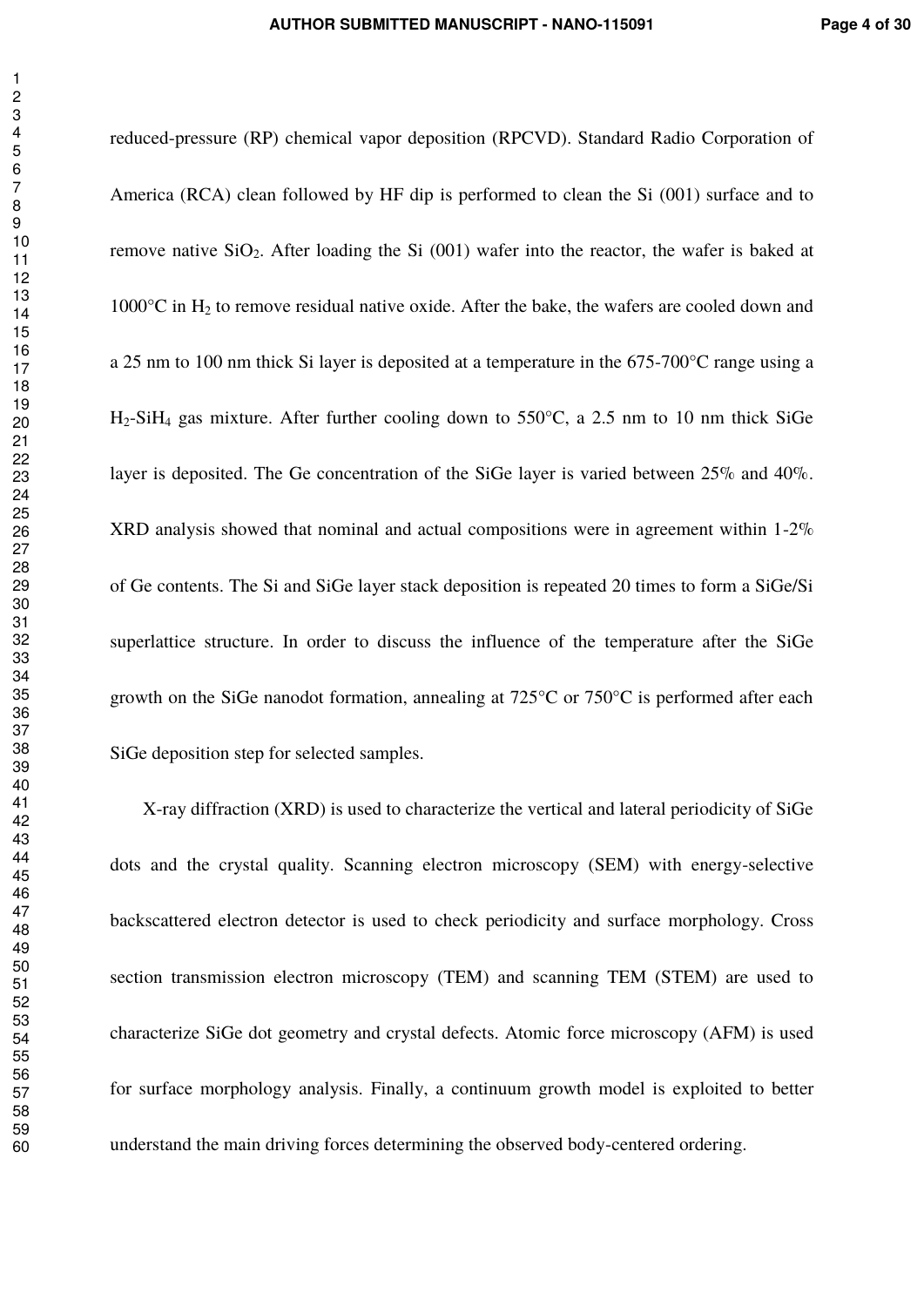reduced-pressure (RP) chemical vapor deposition (RPCVD). Standard Radio Corporation of America (RCA) clean followed by HF dip is performed to clean the Si (001) surface and to remove native $SiO_2$. After loading the Si (001) wafer into the reactor, the wafer is baked at 1000°C in $H_2$ to remove residual native oxide. After the bake, the wafers are cooled down and a 25 nm to 100 nm thick Si layer is deposited at a temperature in the 675-700°C range using a $H_2$-$SiH_4$ gas mixture. After further cooling down to 550°C, a 2.5 nm to 10 nm thick SiGe layer is deposited. The Ge concentration of the SiGe layer is varied between 25% and 40%. XRD analysis showed that nominal and actual compositions were in agreement within 1-2% of Ge contents. The Si and SiGe layer stack deposition is repeated 20 times to form a SiGe/Si superlattice structure. In order to discuss the influence of the temperature after the SiGe growth on the SiGe nanodot formation, annealing at 725°C or 750°C is performed after each SiGe deposition step for selected samples.

X-ray diffraction (XRD) is used to characterize the vertical and lateral periodicity of SiGe dots and the crystal quality. Scanning electron microscopy (SEM) with energy-selective backscattered electron detector is used to check periodicity and surface morphology. Cross section transmission electron microscopy (TEM) and scanning TEM (STEM) are used to characterize SiGe dot geometry and crystal defects. Atomic force microscopy (AFM) is used for surface morphology analysis. Finally, a continuum growth model is exploited to better understand the main driving forces determining the observed body-centered ordering.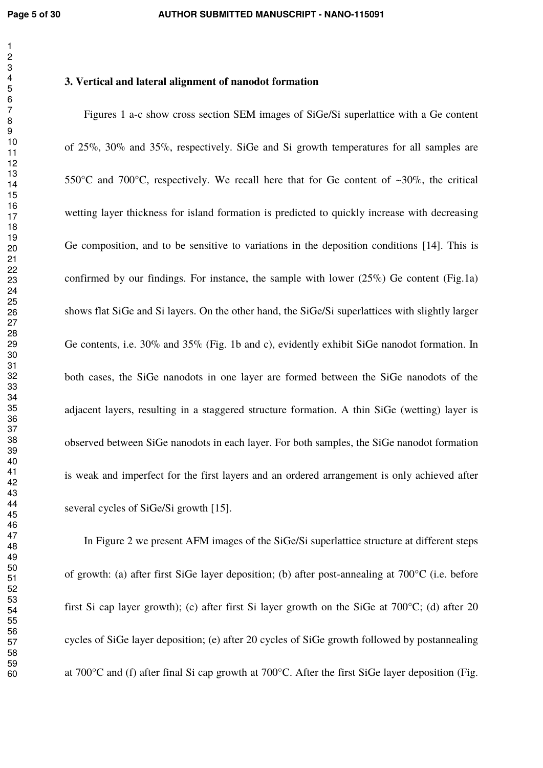## 3. Vertical and lateral alignment of nanodot formation

Figures 1 a-c show cross section SEM images of SiGe/Si superlattice with a Ge content of 25%, 30% and 35%, respectively. SiGe and Si growth temperatures for all samples are 550°C and 700°C, respectively. We recall here that for Ge content of ~30%, the critical wetting layer thickness for island formation is predicted to quickly increase with decreasing Ge composition, and to be sensitive to variations in the deposition conditions [14]. This is confirmed by our findings. For instance, the sample with lower (25%) Ge content (Fig.1a) shows flat SiGe and Si layers. On the other hand, the SiGe/Si superlattices with slightly larger Ge contents, i.e. 30% and 35% (Fig. 1b and c), evidently exhibit SiGe nanodot formation. In both cases, the SiGe nanodots in one layer are formed between the SiGe nanodots of the adjacent layers, resulting in a staggered structure formation. A thin SiGe (wetting) layer is observed between SiGe nanodots in each layer. For both samples, the SiGe nanodot formation is weak and imperfect for the first layers and an ordered arrangement is only achieved after several cycles of SiGe/Si growth [15].

In Figure 2 we present AFM images of the SiGe/Si superlattice structure at different steps of growth: (a) after first SiGe layer deposition; (b) after post-annealing at 700°C (i.e. before first Si cap layer growth); (c) after first Si layer growth on the SiGe at 700°C; (d) after 20 cycles of SiGe layer deposition; (e) after 20 cycles of SiGe growth followed by postannealing at 700°C and (f) after final Si cap growth at 700°C. After the first SiGe layer deposition (Fig.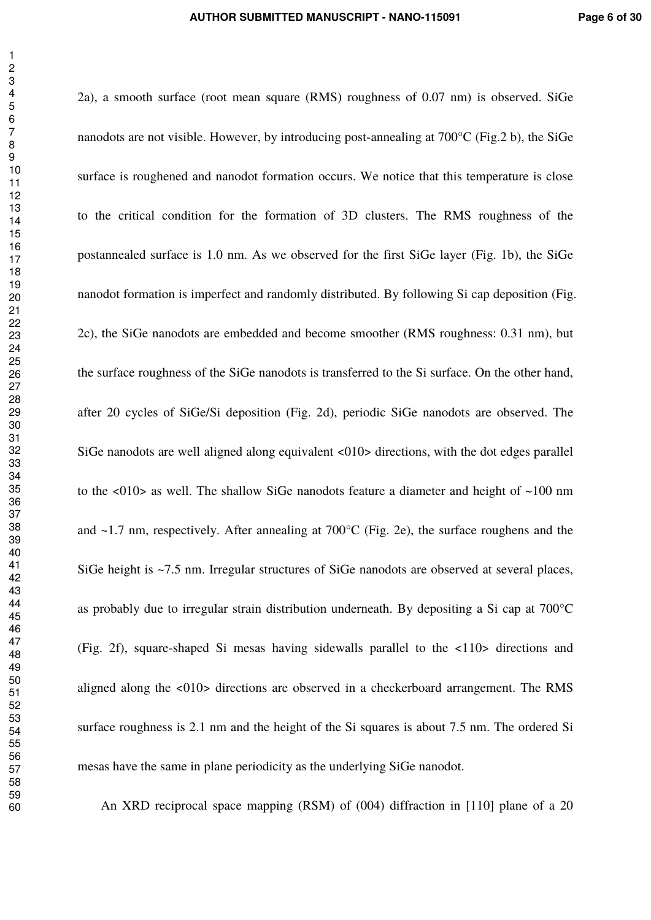2a), a smooth surface (root mean square (RMS) roughness of 0.07 nm) is observed. SiGe nanodots are not visible. However, by introducing post-annealing at 700°C (Fig.2 b), the SiGe surface is roughened and nanodot formation occurs. We notice that this temperature is close to the critical condition for the formation of 3D clusters. The RMS roughness of the postannealed surface is 1.0 nm. As we observed for the first SiGe layer (Fig. 1b), the SiGe nanodot formation is imperfect and randomly distributed. By following Si cap deposition (Fig. 2c), the SiGe nanodots are embedded and become smoother (RMS roughness: 0.31 nm), but the surface roughness of the SiGe nanodots is transferred to the Si surface. On the other hand, after 20 cycles of SiGe/Si deposition (Fig. 2d), periodic SiGe nanodots are observed. The SiGe nanodots are well aligned along equivalent <010> directions, with the dot edges parallel to the <010> as well. The shallow SiGe nanodots feature a diameter and height of ~100 nm and ~1.7 nm, respectively. After annealing at 700°C (Fig. 2e), the surface roughens and the SiGe height is ~7.5 nm. Irregular structures of SiGe nanodots are observed at several places, as probably due to irregular strain distribution underneath. By depositing a Si cap at 700°C (Fig. 2f), square-shaped Si mesas having sidewalls parallel to the <110> directions and aligned along the <010> directions are observed in a checkerboard arrangement. The RMS surface roughness is 2.1 nm and the height of the Si squares is about 7.5 nm. The ordered Si mesas have the same in plane periodicity as the underlying SiGe nanodot.

An XRD reciprocal space mapping (RSM) of (004) diffraction in [110] plane of a 20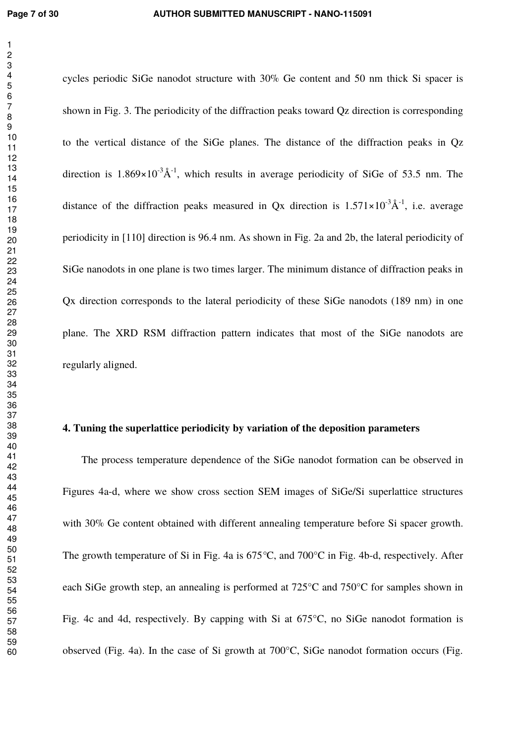cycles periodic SiGe nanodot structure with 30% Ge content and 50 nm thick Si spacer is shown in Fig. 3. The periodicity of the diffraction peaks toward Qz direction is corresponding to the vertical distance of the SiGe planes. The distance of the diffraction peaks in Qz direction is $1.869\times10^{-3}$ Å$^{-1}$, which results in average periodicity of SiGe of 53.5 nm. The distance of the diffraction peaks measured in Qx direction is $1.571\times10^{-3}$ Å$^{-1}$, i.e. average periodicity in [110] direction is 96.4 nm. As shown in Fig. 2a and 2b, the lateral periodicity of SiGe nanodots in one plane is two times larger. The minimum distance of diffraction peaks in Qx direction corresponds to the lateral periodicity of these SiGe nanodots (189 nm) in one plane. The XRD RSM diffraction pattern indicates that most of the SiGe nanodots are regularly aligned.

## 4. Tuning the superlattice periodicity by variation of the deposition parameters

The process temperature dependence of the SiGe nanodot formation can be observed in Figures 4a-d, where we show cross section SEM images of SiGe/Si superlattice structures with 30% Ge content obtained with different annealing temperature before Si spacer growth. The growth temperature of Si in Fig. 4a is 675°C, and 700°C in Fig. 4b-d, respectively. After each SiGe growth step, an annealing is performed at 725°C and 750°C for samples shown in Fig. 4c and 4d, respectively. By capping with Si at 675°C, no SiGe nanodot formation is observed (Fig. 4a). In the case of Si growth at 700°C, SiGe nanodot formation occurs (Fig.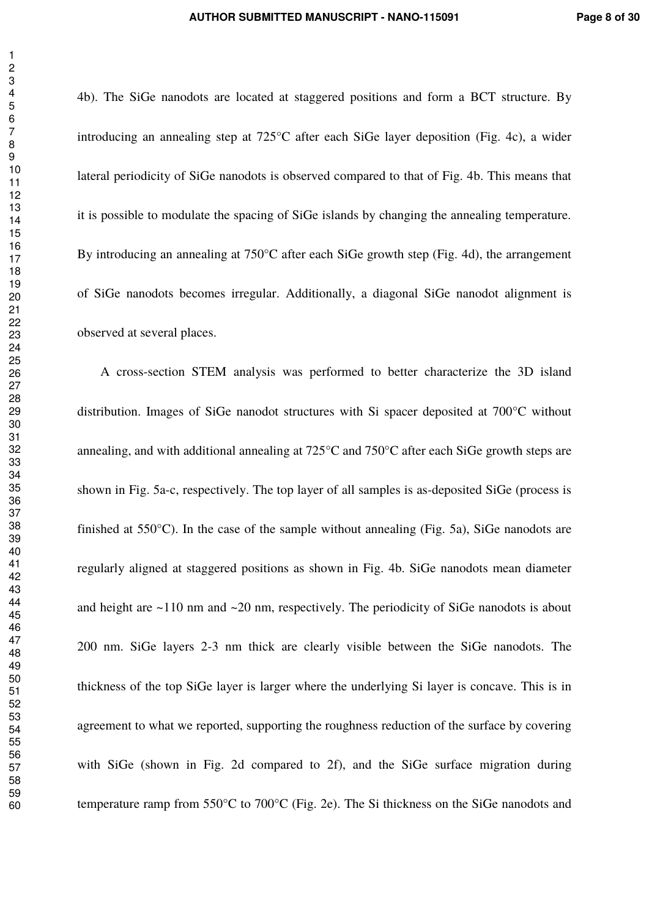4b). The SiGe nanodots are located at staggered positions and form a BCT structure. By introducing an annealing step at 725°C after each SiGe layer deposition (Fig. 4c), a wider lateral periodicity of SiGe nanodots is observed compared to that of Fig. 4b. This means that it is possible to modulate the spacing of SiGe islands by changing the annealing temperature. By introducing an annealing at 750°C after each SiGe growth step (Fig. 4d), the arrangement of SiGe nanodots becomes irregular. Additionally, a diagonal SiGe nanodot alignment is observed at several places.

A cross-section STEM analysis was performed to better characterize the 3D island distribution. Images of SiGe nanodot structures with Si spacer deposited at 700°C without annealing, and with additional annealing at 725°C and 750°C after each SiGe growth steps are shown in Fig. 5a-c, respectively. The top layer of all samples is as-deposited SiGe (process is finished at 550°C). In the case of the sample without annealing (Fig. 5a), SiGe nanodots are regularly aligned at staggered positions as shown in Fig. 4b. SiGe nanodots mean diameter and height are ~110 nm and ~20 nm, respectively. The periodicity of SiGe nanodots is about 200 nm. SiGe layers 2-3 nm thick are clearly visible between the SiGe nanodots. The thickness of the top SiGe layer is larger where the underlying Si layer is concave. This is in agreement to what we reported, supporting the roughness reduction of the surface by covering with SiGe (shown in Fig. 2d compared to 2f), and the SiGe surface migration during temperature ramp from 550°C to 700°C (Fig. 2e). The Si thickness on the SiGe nanodots and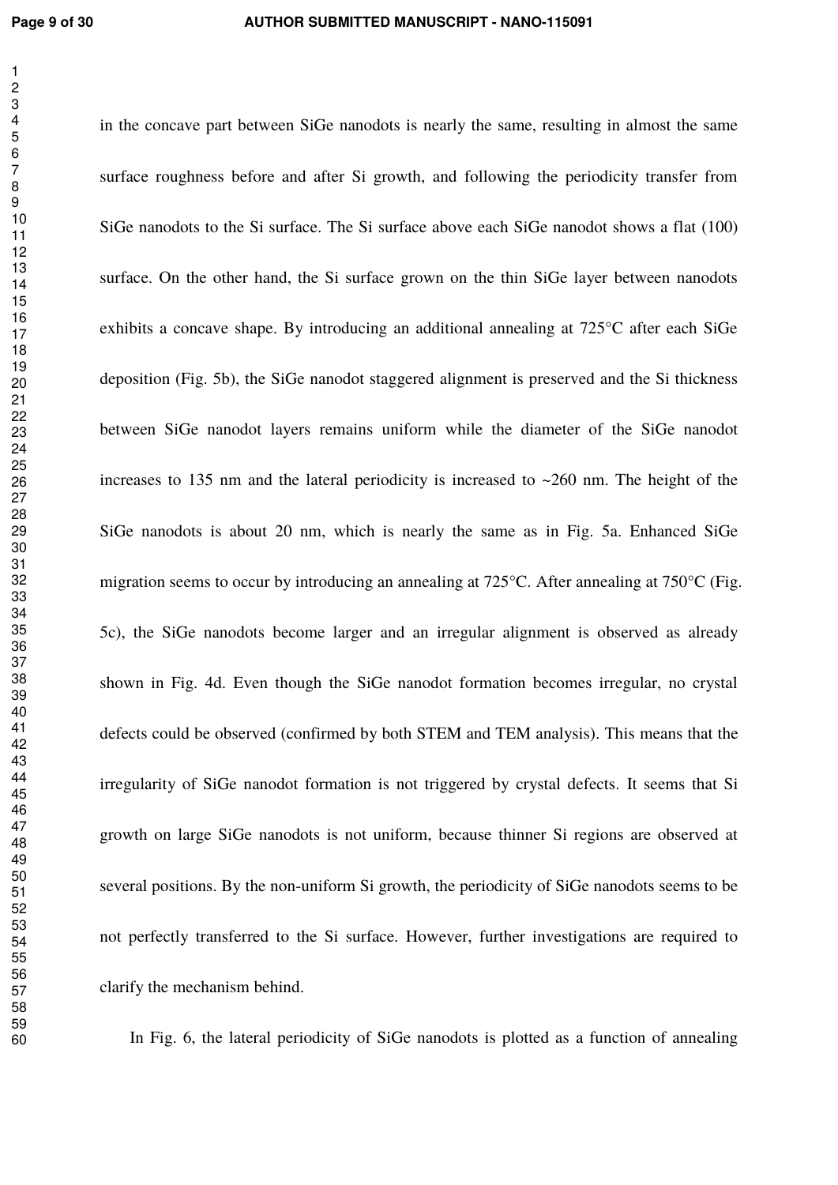in the concave part between SiGe nanodots is nearly the same, resulting in almost the same surface roughness before and after Si growth, and following the periodicity transfer from SiGe nanodots to the Si surface. The Si surface above each SiGe nanodot shows a flat (100) surface. On the other hand, the Si surface grown on the thin SiGe layer between nanodots exhibits a concave shape. By introducing an additional annealing at 725°C after each SiGe deposition (Fig. 5b), the SiGe nanodot staggered alignment is preserved and the Si thickness between SiGe nanodot layers remains uniform while the diameter of the SiGe nanodot increases to 135 nm and the lateral periodicity is increased to ~260 nm. The height of the SiGe nanodots is about 20 nm, which is nearly the same as in Fig. 5a. Enhanced SiGe migration seems to occur by introducing an annealing at 725°C. After annealing at 750°C (Fig. 5c), the SiGe nanodots become larger and an irregular alignment is observed as already shown in Fig. 4d. Even though the SiGe nanodot formation becomes irregular, no crystal defects could be observed (confirmed by both STEM and TEM analysis). This means that the irregularity of SiGe nanodot formation is not triggered by crystal defects. It seems that Si growth on large SiGe nanodots is not uniform, because thinner Si regions are observed at several positions. By the non-uniform Si growth, the periodicity of SiGe nanodots seems to be not perfectly transferred to the Si surface. However, further investigations are required to clarify the mechanism behind.

In Fig. 6, the lateral periodicity of SiGe nanodots is plotted as a function of annealing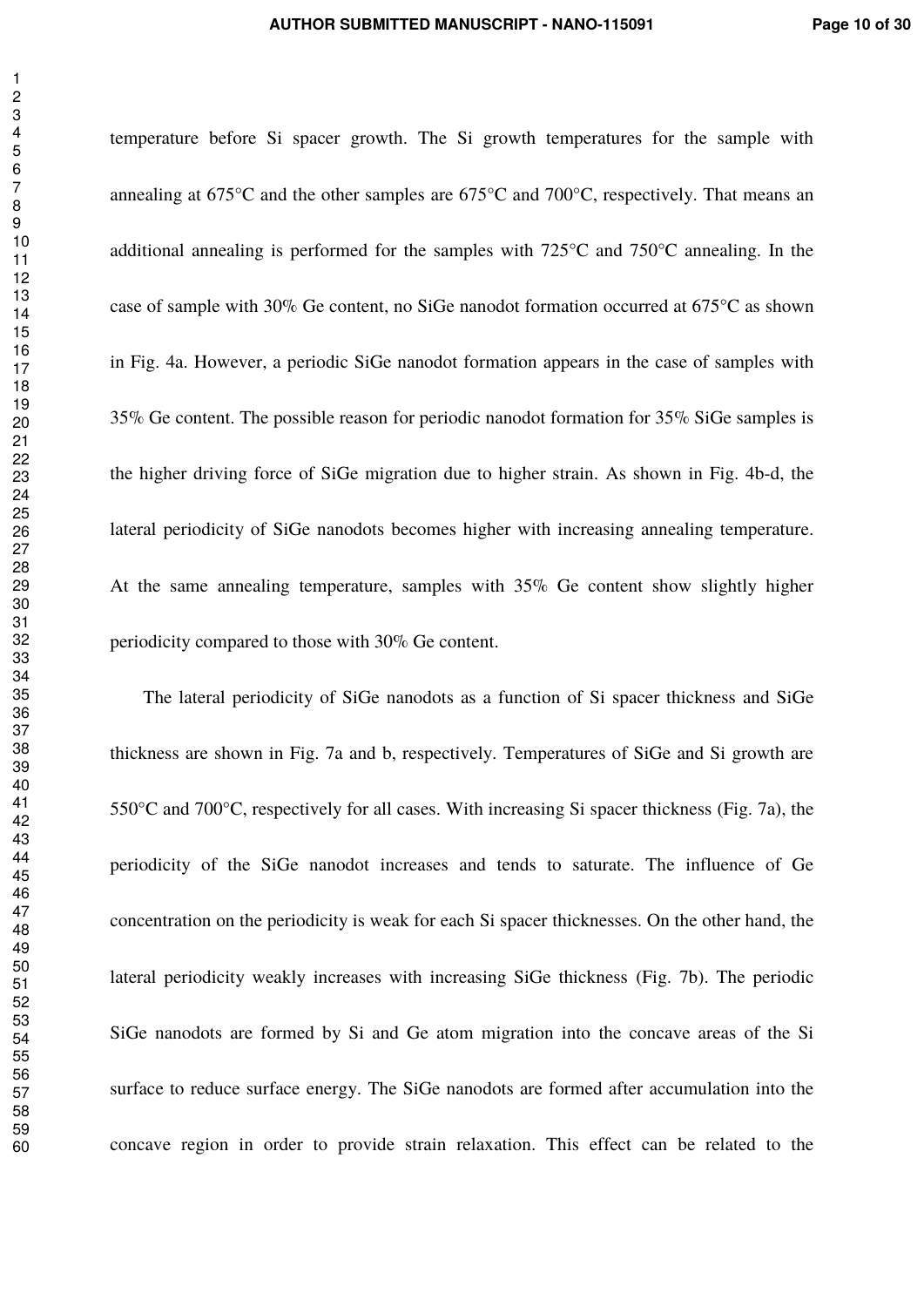temperature before Si spacer growth. The Si growth temperatures for the sample with annealing at 675°C and the other samples are 675°C and 700°C, respectively. That means an additional annealing is performed for the samples with 725°C and 750°C annealing. In the case of sample with 30% Ge content, no SiGe nanodot formation occurred at 675°C as shown in Fig. 4a. However, a periodic SiGe nanodot formation appears in the case of samples with 35% Ge content. The possible reason for periodic nanodot formation for 35% SiGe samples is the higher driving force of SiGe migration due to higher strain. As shown in Fig. 4b-d, the lateral periodicity of SiGe nanodots becomes higher with increasing annealing temperature. At the same annealing temperature, samples with 35% Ge content show slightly higher periodicity compared to those with 30% Ge content.

The lateral periodicity of SiGe nanodots as a function of Si spacer thickness and SiGe thickness are shown in Fig. 7a and b, respectively. Temperatures of SiGe and Si growth are 550°C and 700°C, respectively for all cases. With increasing Si spacer thickness (Fig. 7a), the periodicity of the SiGe nanodot increases and tends to saturate. The influence of Ge concentration on the periodicity is weak for each Si spacer thicknesses. On the other hand, the lateral periodicity weakly increases with increasing SiGe thickness (Fig. 7b). The periodic SiGe nanodots are formed by Si and Ge atom migration into the concave areas of the Si surface to reduce surface energy. The SiGe nanodots are formed after accumulation into the concave region in order to provide strain relaxation. This effect can be related to the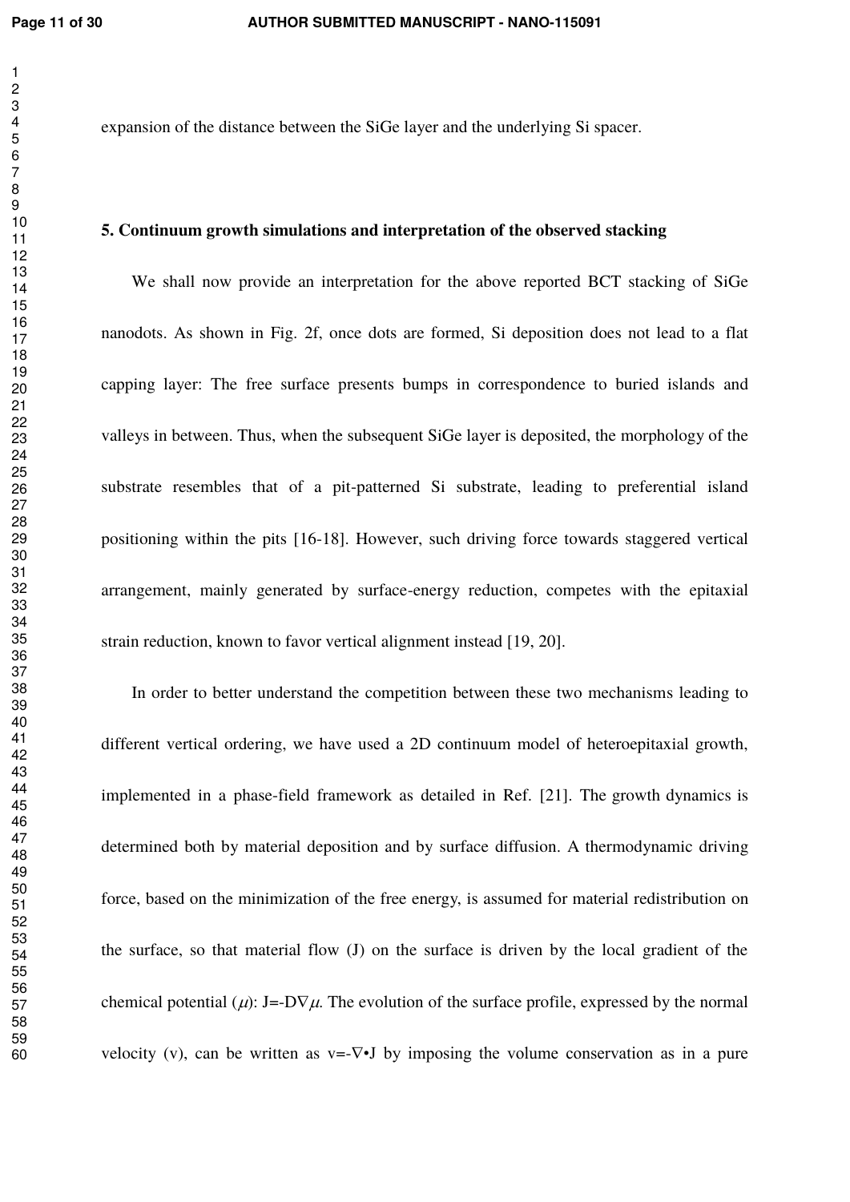expansion of the distance between the SiGe layer and the underlying Si spacer.

## 5. Continuum growth simulations and interpretation of the observed stacking

We shall now provide an interpretation for the above reported BCT stacking of SiGe nanodots. As shown in Fig. 2f, once dots are formed, Si deposition does not lead to a flat capping layer: The free surface presents bumps in correspondence to buried islands and valleys in between. Thus, when the subsequent SiGe layer is deposited, the morphology of the substrate resembles that of a pit-patterned Si substrate, leading to preferential island positioning within the pits [16-18]. However, such driving force towards staggered vertical arrangement, mainly generated by surface-energy reduction, competes with the epitaxial strain reduction, known to favor vertical alignment instead [19, 20].

In order to better understand the competition between these two mechanisms leading to different vertical ordering, we have used a 2D continuum model of heteroepitaxial growth, implemented in a phase-field framework as detailed in Ref. [21]. The growth dynamics is determined both by material deposition and by surface diffusion. A thermodynamic driving force, based on the minimization of the free energy, is assumed for material redistribution on the surface, so that material flow (J) on the surface is driven by the local gradient of the chemical potential ($\mu$): $J=-D\nabla\mu$. The evolution of the surface profile, expressed by the normal velocity (v), can be written as $v=-\nabla\cdot J$ by imposing the volume conservation as in a pure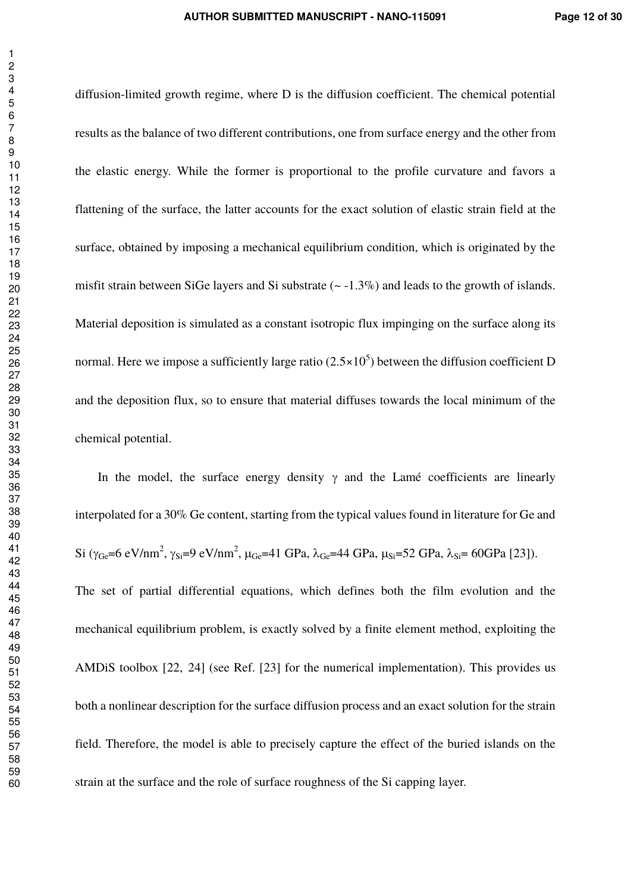diffusion-limited growth regime, where D is the diffusion coefficient. The chemical potential results as the balance of two different contributions, one from surface energy and the other from the elastic energy. While the former is proportional to the profile curvature and favors a flattening of the surface, the latter accounts for the exact solution of elastic strain field at the surface, obtained by imposing a mechanical equilibrium condition, which is originated by the misfit strain between SiGe layers and Si substrate (~ -1.3%) and leads to the growth of islands. Material deposition is simulated as a constant isotropic flux impinging on the surface along its normal. Here we impose a sufficiently large ratio ($2.5 \times 10^5$) between the diffusion coefficient D and the deposition flux, so to ensure that material diffuses towards the local minimum of the chemical potential.

In the model, the surface energy density $\gamma$ and the Lamé coefficients are linearly interpolated for a 30% Ge content, starting from the typical values found in literature for Ge and Si ($\gamma_{Ge}$=6 eV/nm$^2$, $\gamma_{Si}$=9 eV/nm$^2$, $\mu_{Ge}$=41 GPa, $\lambda_{Ge}$=44 GPa, $\mu_{Si}$=52 GPa, $\lambda_{Si}$= 60GPa [23]). The set of partial differential equations, which defines both the film evolution and the mechanical equilibrium problem, is exactly solved by a finite element method, exploiting the AMDiS toolbox [22, 24] (see Ref. [23] for the numerical implementation). This provides us both a nonlinear description for the surface diffusion process and an exact solution for the strain field. Therefore, the model is able to precisely capture the effect of the buried islands on the strain at the surface and the role of surface roughness of the Si capping layer.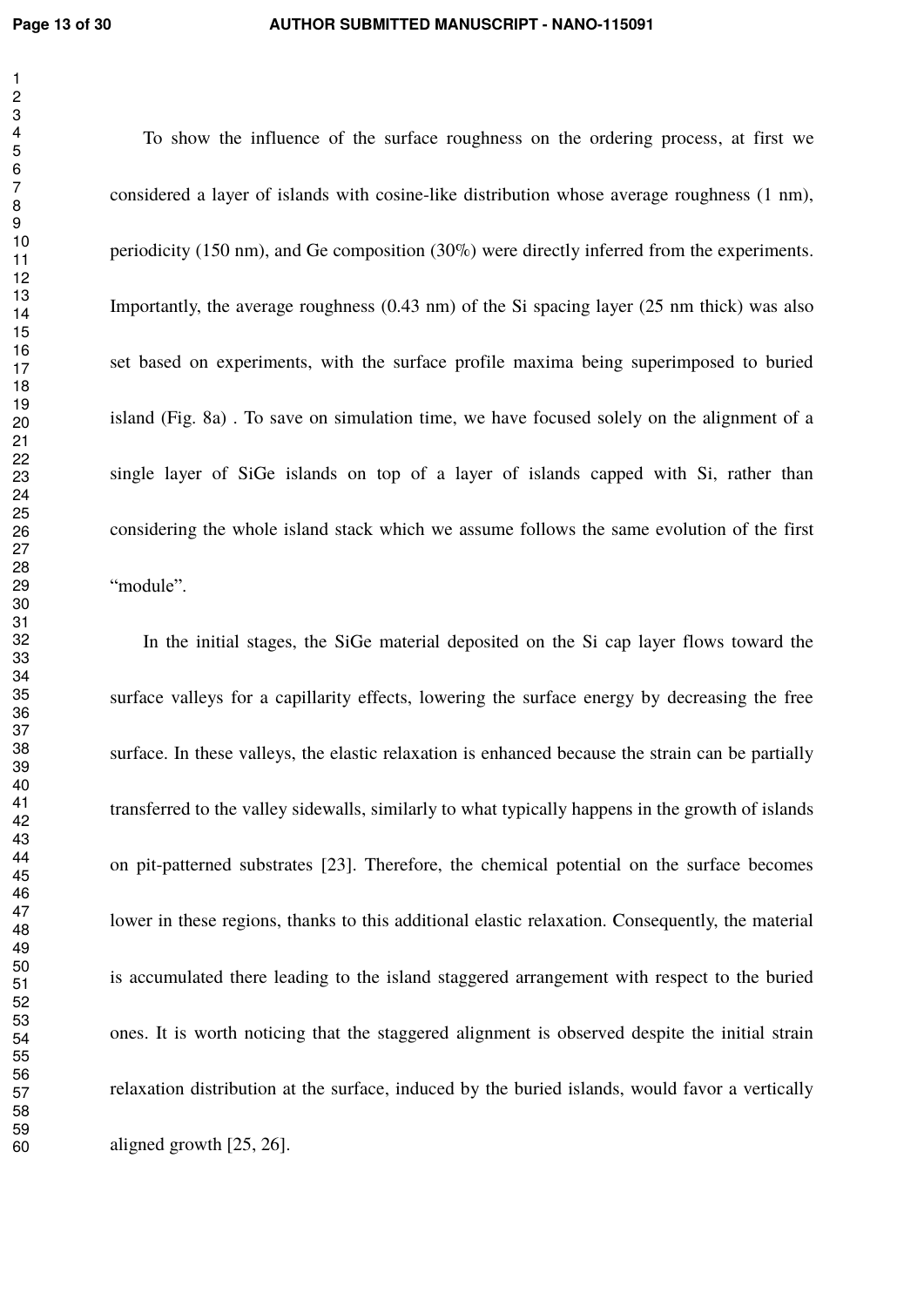To show the influence of the surface roughness on the ordering process, at first we considered a layer of islands with cosine-like distribution whose average roughness (1 nm), periodicity (150 nm), and Ge composition (30%) were directly inferred from the experiments. Importantly, the average roughness (0.43 nm) of the Si spacing layer (25 nm thick) was also set based on experiments, with the surface profile maxima being superimposed to buried island (Fig. 8a) . To save on simulation time, we have focused solely on the alignment of a single layer of SiGe islands on top of a layer of islands capped with Si, rather than considering the whole island stack which we assume follows the same evolution of the first "module".

In the initial stages, the SiGe material deposited on the Si cap layer flows toward the surface valleys for a capillarity effects, lowering the surface energy by decreasing the free surface. In these valleys, the elastic relaxation is enhanced because the strain can be partially transferred to the valley sidewalls, similarly to what typically happens in the growth of islands on pit-patterned substrates [23]. Therefore, the chemical potential on the surface becomes lower in these regions, thanks to this additional elastic relaxation. Consequently, the material is accumulated there leading to the island staggered arrangement with respect to the buried ones. It is worth noticing that the staggered alignment is observed despite the initial strain relaxation distribution at the surface, induced by the buried islands, would favor a vertically aligned growth [25, 26].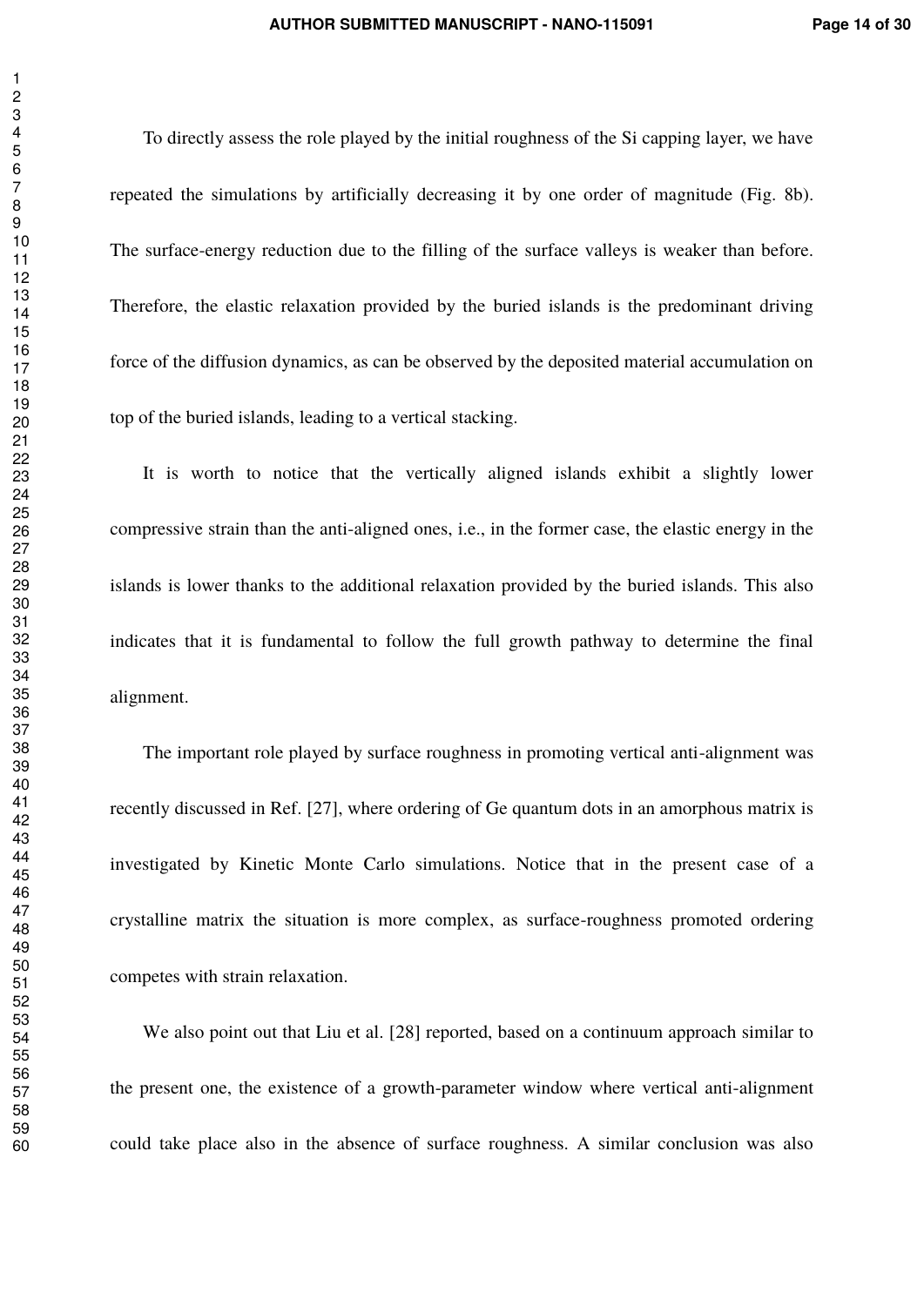To directly assess the role played by the initial roughness of the Si capping layer, we have repeated the simulations by artificially decreasing it by one order of magnitude (Fig. 8b). The surface-energy reduction due to the filling of the surface valleys is weaker than before. Therefore, the elastic relaxation provided by the buried islands is the predominant driving force of the diffusion dynamics, as can be observed by the deposited material accumulation on top of the buried islands, leading to a vertical stacking.

It is worth to notice that the vertically aligned islands exhibit a slightly lower compressive strain than the anti-aligned ones, i.e., in the former case, the elastic energy in the islands is lower thanks to the additional relaxation provided by the buried islands. This also indicates that it is fundamental to follow the full growth pathway to determine the final alignment.

The important role played by surface roughness in promoting vertical anti-alignment was recently discussed in Ref. [27], where ordering of Ge quantum dots in an amorphous matrix is investigated by Kinetic Monte Carlo simulations. Notice that in the present case of a crystalline matrix the situation is more complex, as surface-roughness promoted ordering competes with strain relaxation.

We also point out that Liu et al. [28] reported, based on a continuum approach similar to the present one, the existence of a growth-parameter window where vertical anti-alignment could take place also in the absence of surface roughness. A similar conclusion was also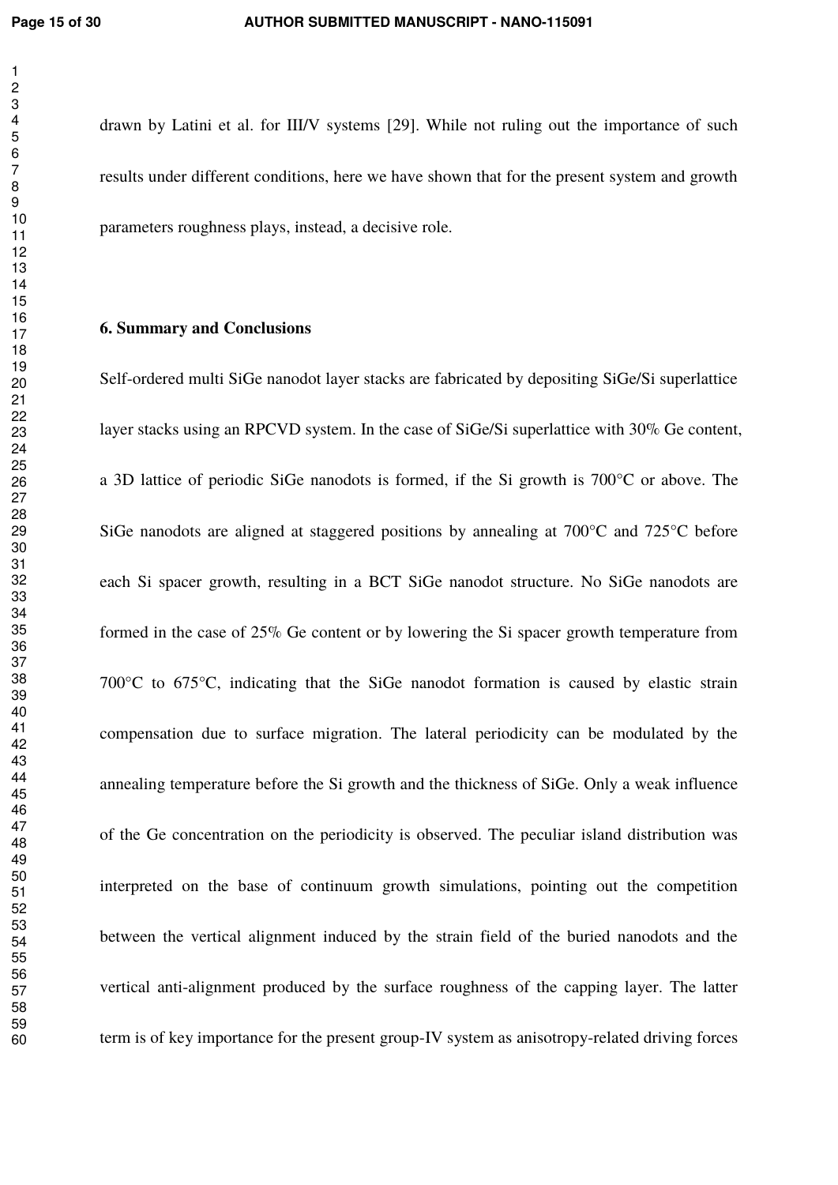drawn by Latini et al. for III/V systems [29]. While not ruling out the importance of such results under different conditions, here we have shown that for the present system and growth parameters roughness plays, instead, a decisive role.

## 6. Summary and Conclusions

Self-ordered multi SiGe nanodot layer stacks are fabricated by depositing SiGe/Si superlattice layer stacks using an RPCVD system. In the case of SiGe/Si superlattice with 30% Ge content, a 3D lattice of periodic SiGe nanodots is formed, if the Si growth is 700°C or above. The SiGe nanodots are aligned at staggered positions by annealing at 700°C and 725°C before each Si spacer growth, resulting in a BCT SiGe nanodot structure. No SiGe nanodots are formed in the case of 25% Ge content or by lowering the Si spacer growth temperature from 700°C to 675°C, indicating that the SiGe nanodot formation is caused by elastic strain compensation due to surface migration. The lateral periodicity can be modulated by the annealing temperature before the Si growth and the thickness of SiGe. Only a weak influence of the Ge concentration on the periodicity is observed. The peculiar island distribution was interpreted on the base of continuum growth simulations, pointing out the competition between the vertical alignment induced by the strain field of the buried nanodots and the vertical anti-alignment produced by the surface roughness of the capping layer. The latter term is of key importance for the present group-IV system as anisotropy-related driving forces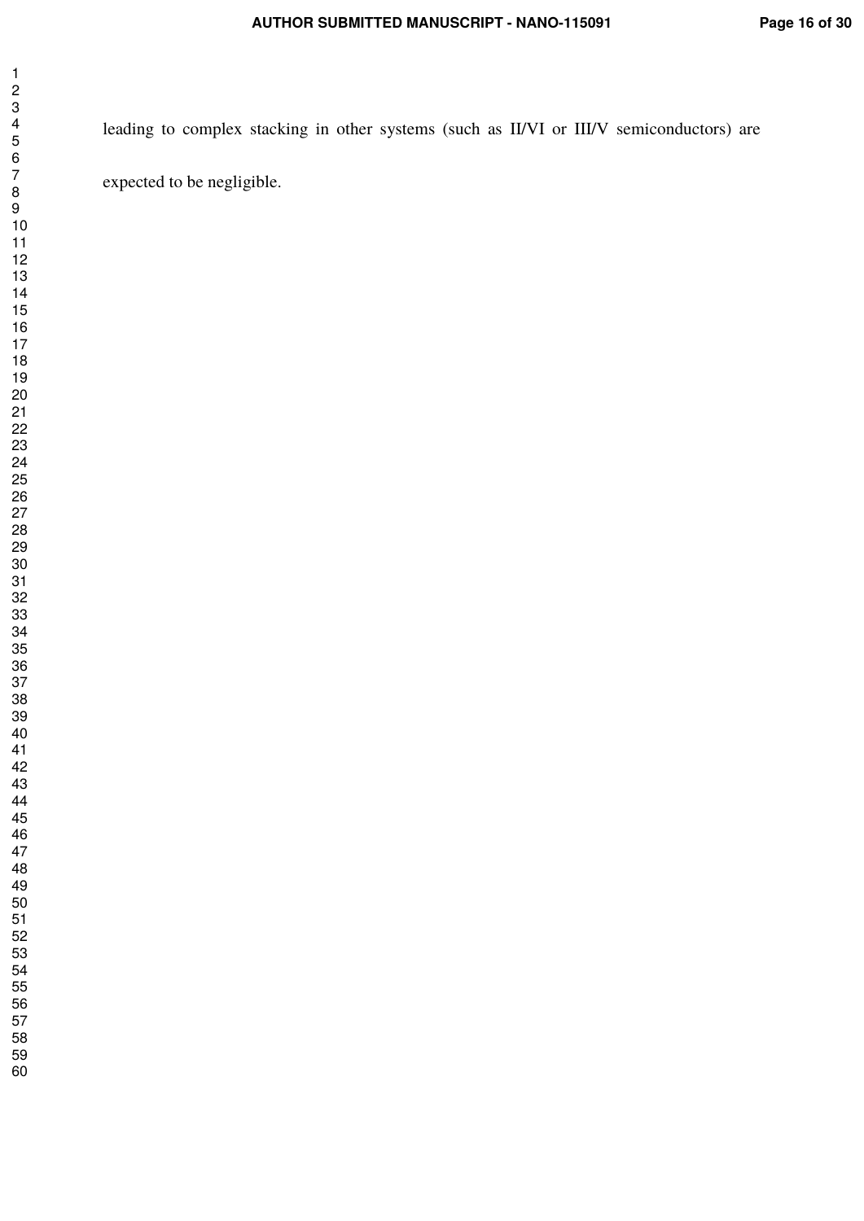leading to complex stacking in other systems (such as II/VI or III/V semiconductors) are expected to be negligible.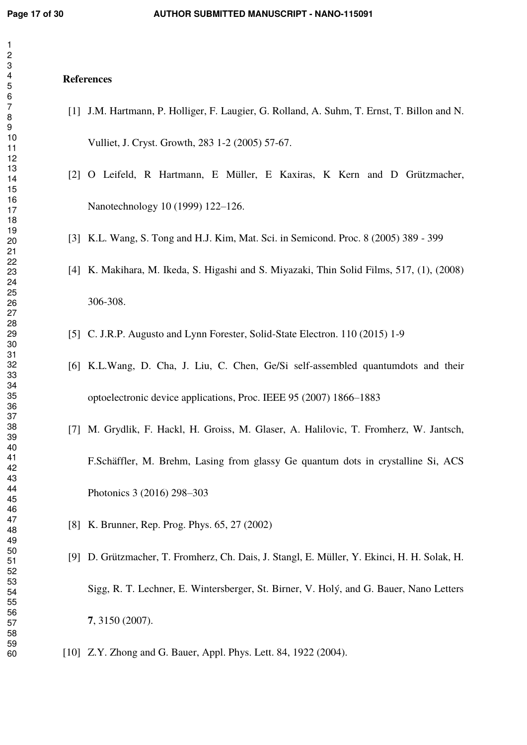## References

[1] J.M. Hartmann, P. Holliger, F. Laugier, G. Rolland, A. Suhm, T. Ernst, T. Billon and N. Vulliet, J. Cryst. Growth, 283 1-2 (2005) 57-67.

[2] O Leifeld, R Hartmann, E Müller, E Kaxiras, K Kern and D Grützmacher, Nanotechnology 10 (1999) 122–126.

[3] K.L. Wang, S. Tong and H.J. Kim, Mat. Sci. in Semicond. Proc. 8 (2005) 389 - 399

[4] K. Makihara, M. Ikeda, S. Higashi and S. Miyazaki, Thin Solid Films, 517, (1), (2008) 306-308.

[5] C. J.R.P. Augusto and Lynn Forester, Solid-State Electron. 110 (2015) 1-9

[6] K.L.Wang, D. Cha, J. Liu, C. Chen, Ge/Si self-assembled quantumdots and their optoelectronic device applications, Proc. IEEE 95 (2007) 1866–1883

[7] M. Grydlik, F. Hackl, H. Groiss, M. Glaser, A. Halilovic, T. Fromherz, W. Jantsch, F.Schäffler, M. Brehm, Lasing from glassy Ge quantum dots in crystalline Si, ACS Photonics 3 (2016) 298–303

[8] K. Brunner, Rep. Prog. Phys. 65, 27 (2002)

[9] D. Grützmacher, T. Fromherz, Ch. Dais, J. Stangl, E. Müller, Y. Ekinci, H. H. Solak, H. Sigg, R. T. Lechner, E. Wintersberger, St. Birner, V. Holý, and G. Bauer, Nano Letters **7**, 3150 (2007).

[10] Z.Y. Zhong and G. Bauer, Appl. Phys. Lett. 84, 1922 (2004).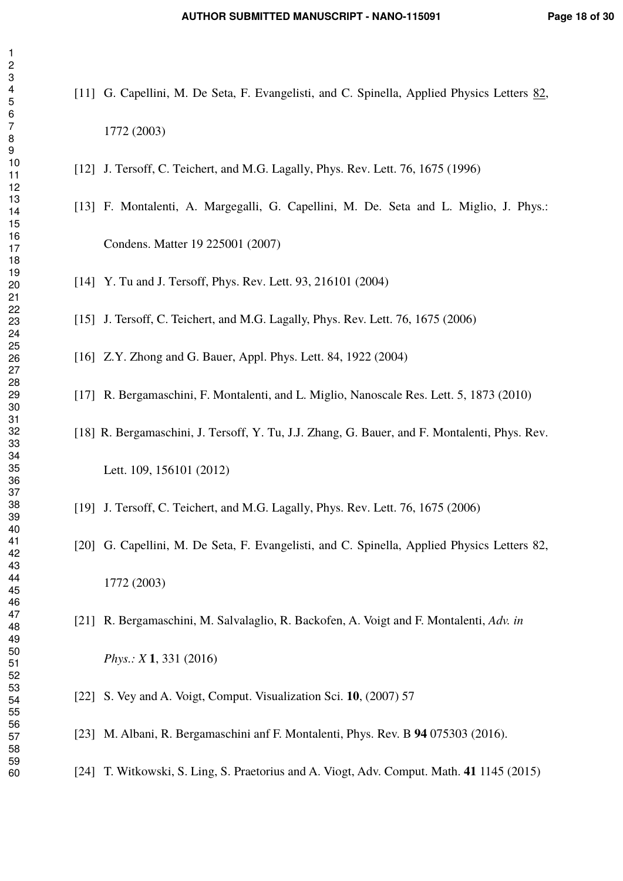[11] G. Capellini, M. De Seta, F. Evangelisti, and C. Spinella, Applied Physics Letters 82, 1772 (2003)

[12] J. Tersoff, C. Teichert, and M.G. Lagally, Phys. Rev. Lett. 76, 1675 (1996)

[13] F. Montalenti, A. Margegalli, G. Capellini, M. De. Seta and L. Miglio, J. Phys.: Condens. Matter 19 225001 (2007)

[14] Y. Tu and J. Tersoff, Phys. Rev. Lett. 93, 216101 (2004)

[15] J. Tersoff, C. Teichert, and M.G. Lagally, Phys. Rev. Lett. 76, 1675 (2006)

[16] Z.Y. Zhong and G. Bauer, Appl. Phys. Lett. 84, 1922 (2004)

[17] R. Bergamaschini, F. Montalenti, and L. Miglio, Nanoscale Res. Lett. 5, 1873 (2010)

[18] R. Bergamaschini, J. Tersoff, Y. Tu, J.J. Zhang, G. Bauer, and F. Montalenti, Phys. Rev. Lett. 109, 156101 (2012)

[19] J. Tersoff, C. Teichert, and M.G. Lagally, Phys. Rev. Lett. 76, 1675 (2006)

[20] G. Capellini, M. De Seta, F. Evangelisti, and C. Spinella, Applied Physics Letters 82, 1772 (2003)

[21] R. Bergamaschini, M. Salvalaglio, R. Backofen, A. Voigt and F. Montalenti, *Adv. in Phys.: X* **1**, 331 (2016)

[22] S. Vey and A. Voigt, Comput. Visualization Sci. **10**, (2007) 57

[23] M. Albani, R. Bergamaschini anf F. Montalenti, Phys. Rev. B **94** 075303 (2016).

[24] T. Witkowski, S. Ling, S. Praetorius and A. Viogt, Adv. Comput. Math. **41** 1145 (2015)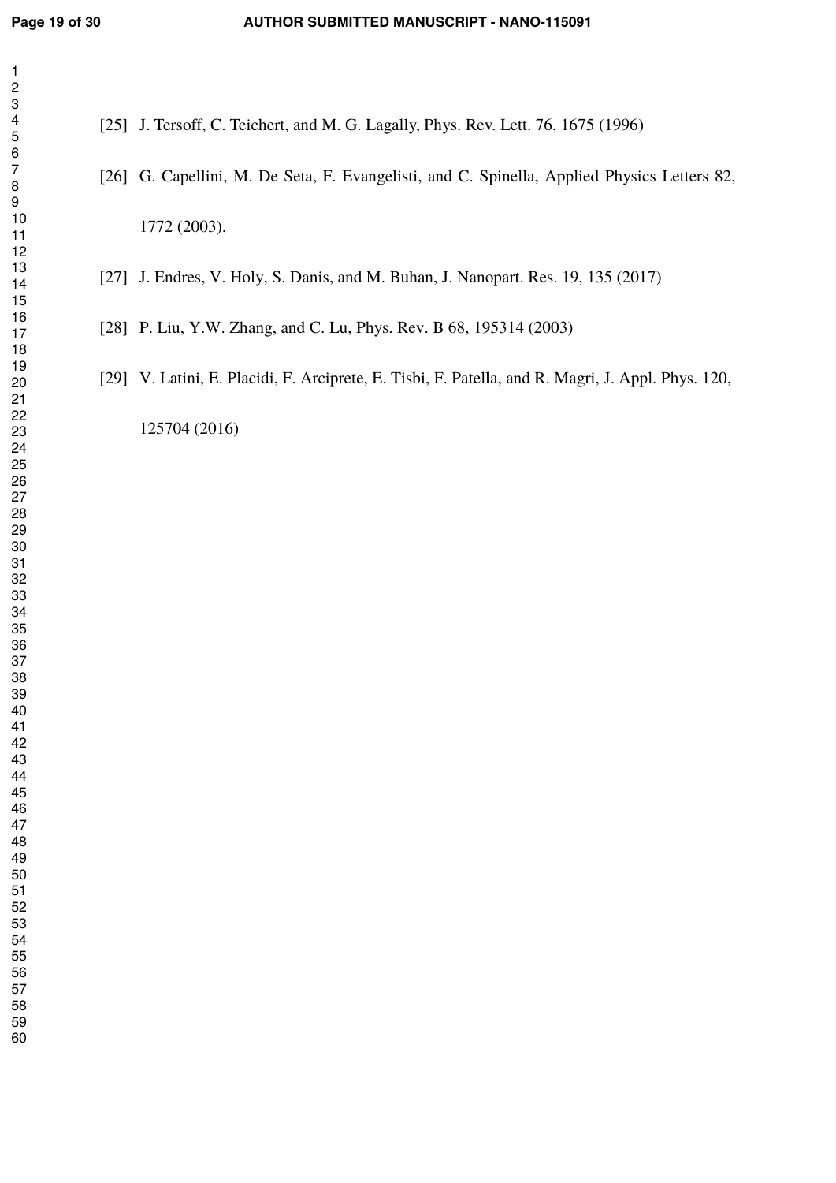[25] J. Tersoff, C. Teichert, and M. G. Lagally, Phys. Rev. Lett. 76, 1675 (1996)

[26] G. Capellini, M. De Seta, F. Evangelisti, and C. Spinella, Applied Physics Letters 82, 1772 (2003).

[27] J. Endres, V. Holy, S. Danis, and M. Buhan, J. Nanopart. Res. 19, 135 (2017)

[28] P. Liu, Y.W. Zhang, and C. Lu, Phys. Rev. B 68, 195314 (2003)

[29] V. Latini, E. Placidi, F. Arciprete, E. Tisbi, F. Patella, and R. Magri, J. Appl. Phys. 120, 125704 (2016)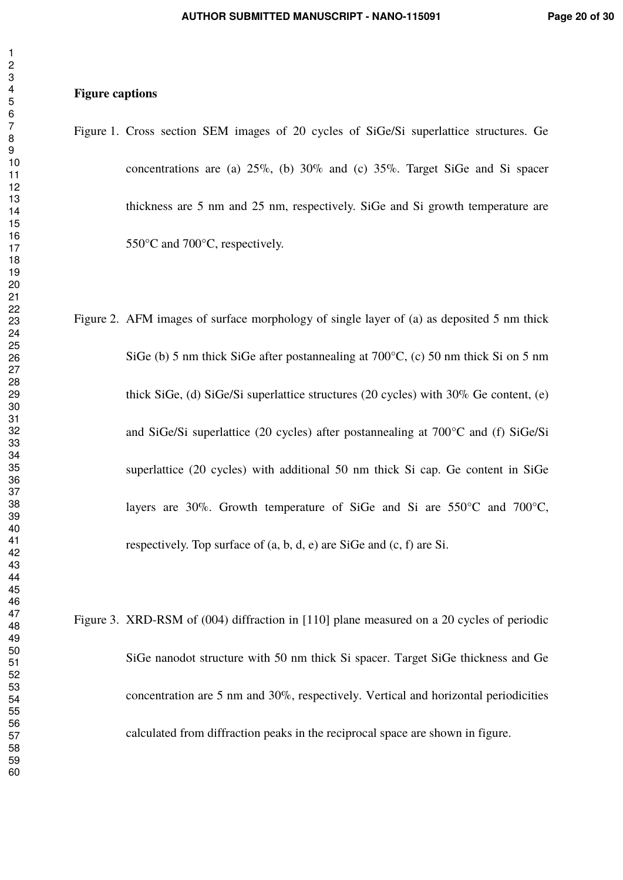**Figure captions**

Figure 1. Cross section SEM images of 20 cycles of SiGe/Si superlattice structures. Ge concentrations are (a) 25%, (b) 30% and (c) 35%. Target SiGe and Si spacer thickness are 5 nm and 25 nm, respectively. SiGe and Si growth temperature are 550°C and 700°C, respectively.

Figure 2. AFM images of surface morphology of single layer of (a) as deposited 5 nm thick SiGe (b) 5 nm thick SiGe after postannealing at 700°C, (c) 50 nm thick Si on 5 nm thick SiGe, (d) SiGe/Si superlattice structures (20 cycles) with 30% Ge content, (e) and SiGe/Si superlattice (20 cycles) after postannealing at 700°C and (f) SiGe/Si superlattice (20 cycles) with additional 50 nm thick Si cap. Ge content in SiGe layers are 30%. Growth temperature of SiGe and Si are 550°C and 700°C, respectively. Top surface of (a, b, d, e) are SiGe and (c, f) are Si.

Figure 3. XRD-RSM of (004) diffraction in [110] plane measured on a 20 cycles of periodic SiGe nanodot structure with 50 nm thick Si spacer. Target SiGe thickness and Ge concentration are 5 nm and 30%, respectively. Vertical and horizontal periodicities calculated from diffraction peaks in the reciprocal space are shown in figure.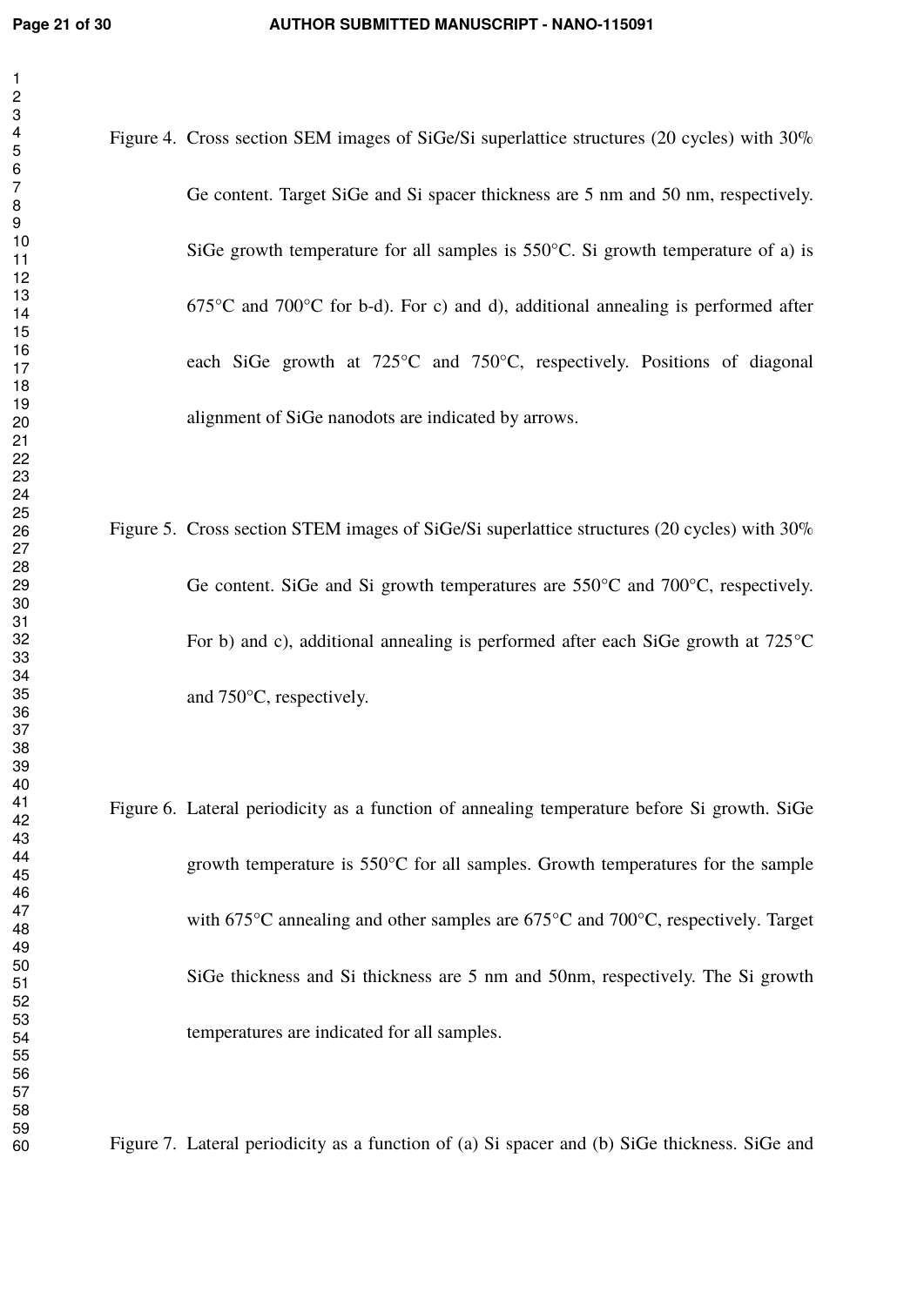Figure 4. Cross section SEM images of SiGe/Si superlattice structures (20 cycles) with 30% Ge content. Target SiGe and Si spacer thickness are 5 nm and 50 nm, respectively. SiGe growth temperature for all samples is 550°C. Si growth temperature of a) is 675°C and 700°C for b-d). For c) and d), additional annealing is performed after each SiGe growth at 725°C and 750°C, respectively. Positions of diagonal alignment of SiGe nanodots are indicated by arrows.

Figure 5. Cross section STEM images of SiGe/Si superlattice structures (20 cycles) with 30% Ge content. SiGe and Si growth temperatures are 550°C and 700°C, respectively. For b) and c), additional annealing is performed after each SiGe growth at 725°C and 750°C, respectively.

Figure 6. Lateral periodicity as a function of annealing temperature before Si growth. SiGe growth temperature is 550°C for all samples. Growth temperatures for the sample with 675°C annealing and other samples are 675°C and 700°C, respectively. Target SiGe thickness and Si thickness are 5 nm and 50nm, respectively. The Si growth temperatures are indicated for all samples.

Figure 7. Lateral periodicity as a function of (a) Si spacer and (b) SiGe thickness. SiGe and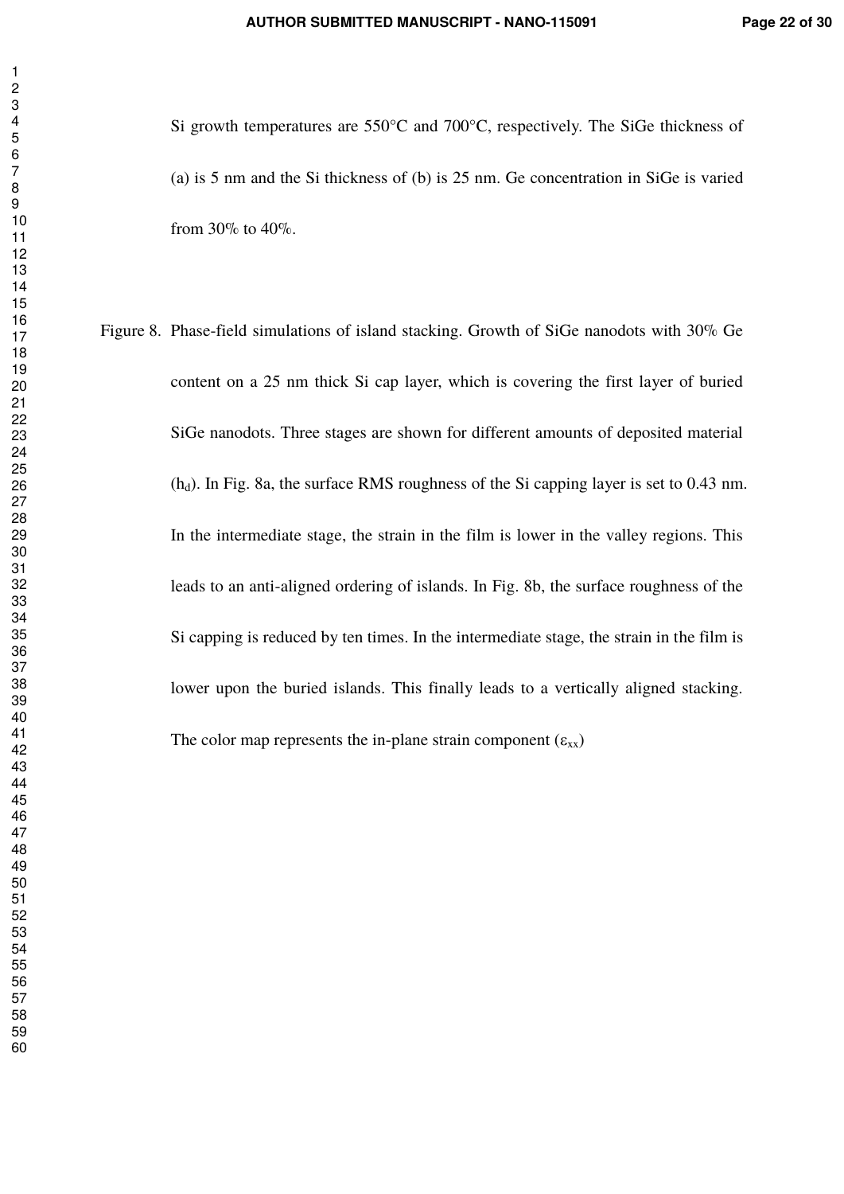Si growth temperatures are 550°C and 700°C, respectively. The SiGe thickness of (a) is 5 nm and the Si thickness of (b) is 25 nm. Ge concentration in SiGe is varied from 30% to 40%.

Figure 8. Phase-field simulations of island stacking. Growth of SiGe nanodots with 30% Ge content on a 25 nm thick Si cap layer, which is covering the first layer of buried SiGe nanodots. Three stages are shown for different amounts of deposited material ($h_d$). In Fig. 8a, the surface RMS roughness of the Si capping layer is set to 0.43 nm. In the intermediate stage, the strain in the film is lower in the valley regions. This leads to an anti-aligned ordering of islands. In Fig. 8b, the surface roughness of the Si capping is reduced by ten times. In the intermediate stage, the strain in the film is lower upon the buried islands. This finally leads to a vertically aligned stacking. The color map represents the in-plane strain component ($\varepsilon_{xx}$)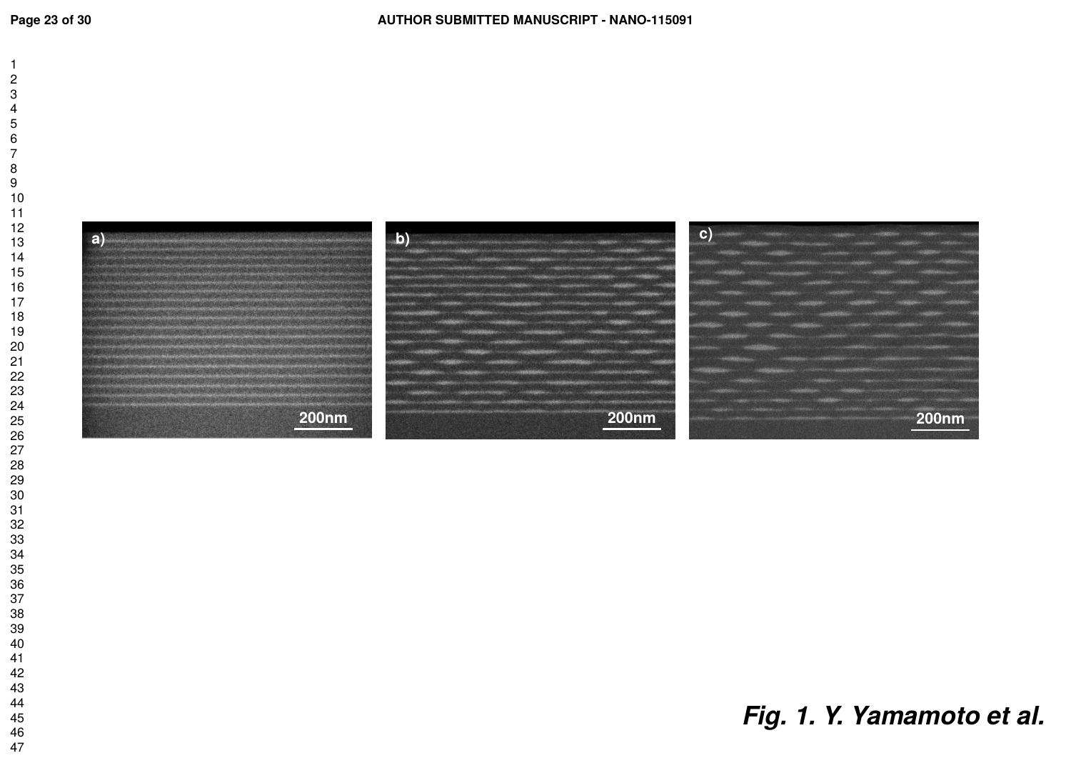*Fig. 1. Y. Yamamoto et al.*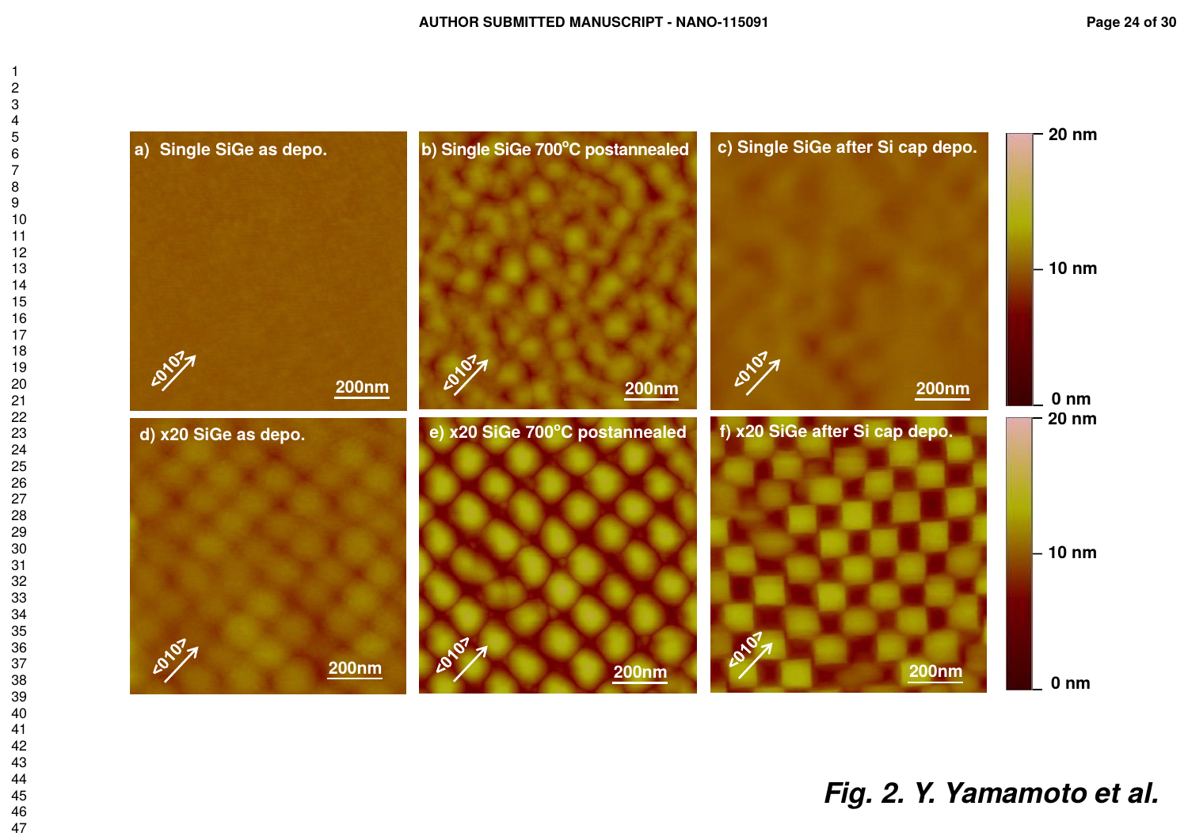Fig. 2. Y. Yamamoto et al.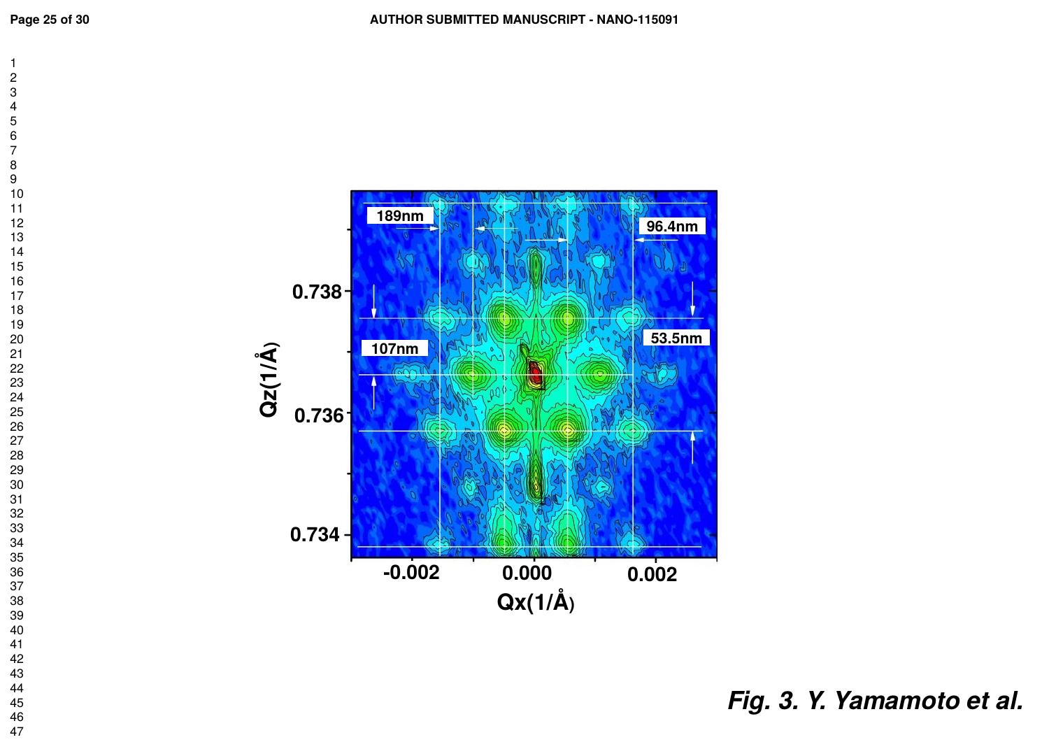Fig. 3. Y. Yamamoto et al.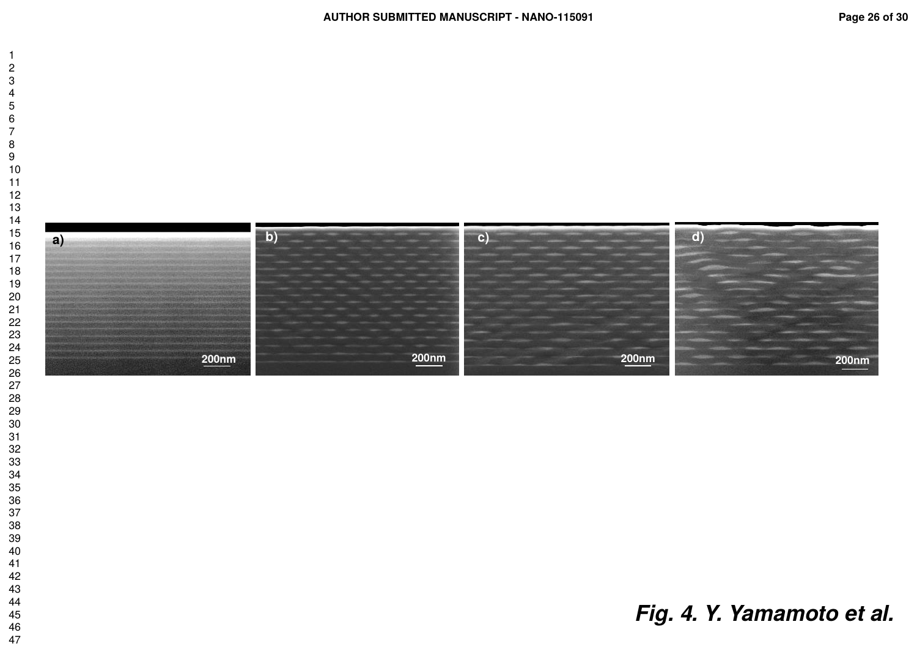*Fig. 4. Y. Yamamoto et al.*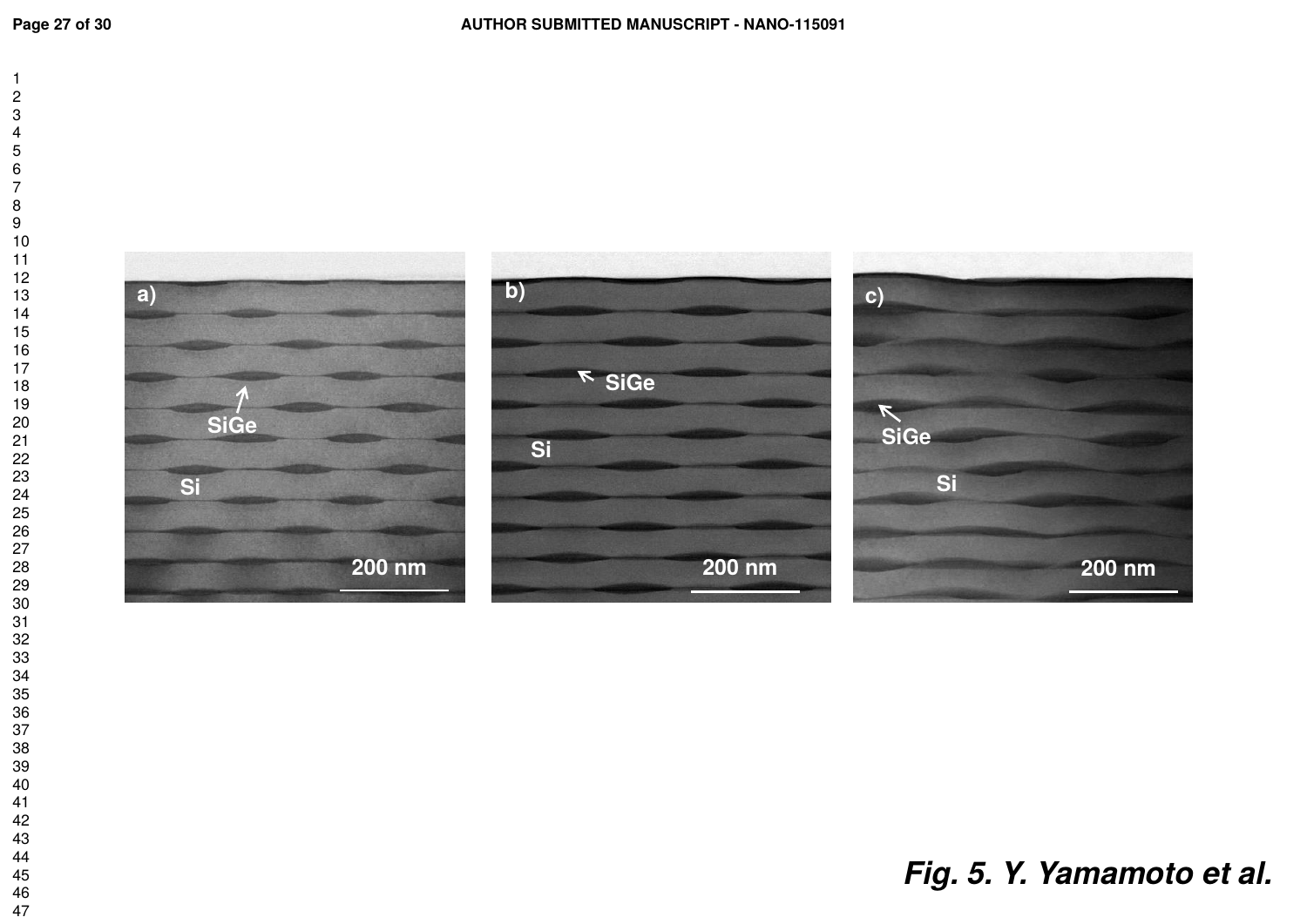Fig. 5. Y. Yamamoto et al.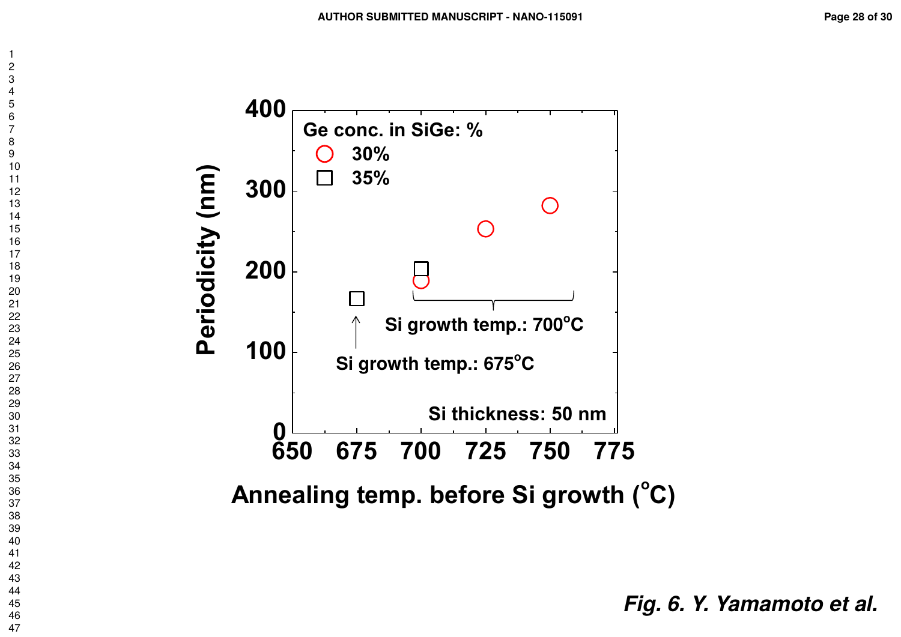Fig. 6. Y. Yamamoto et al.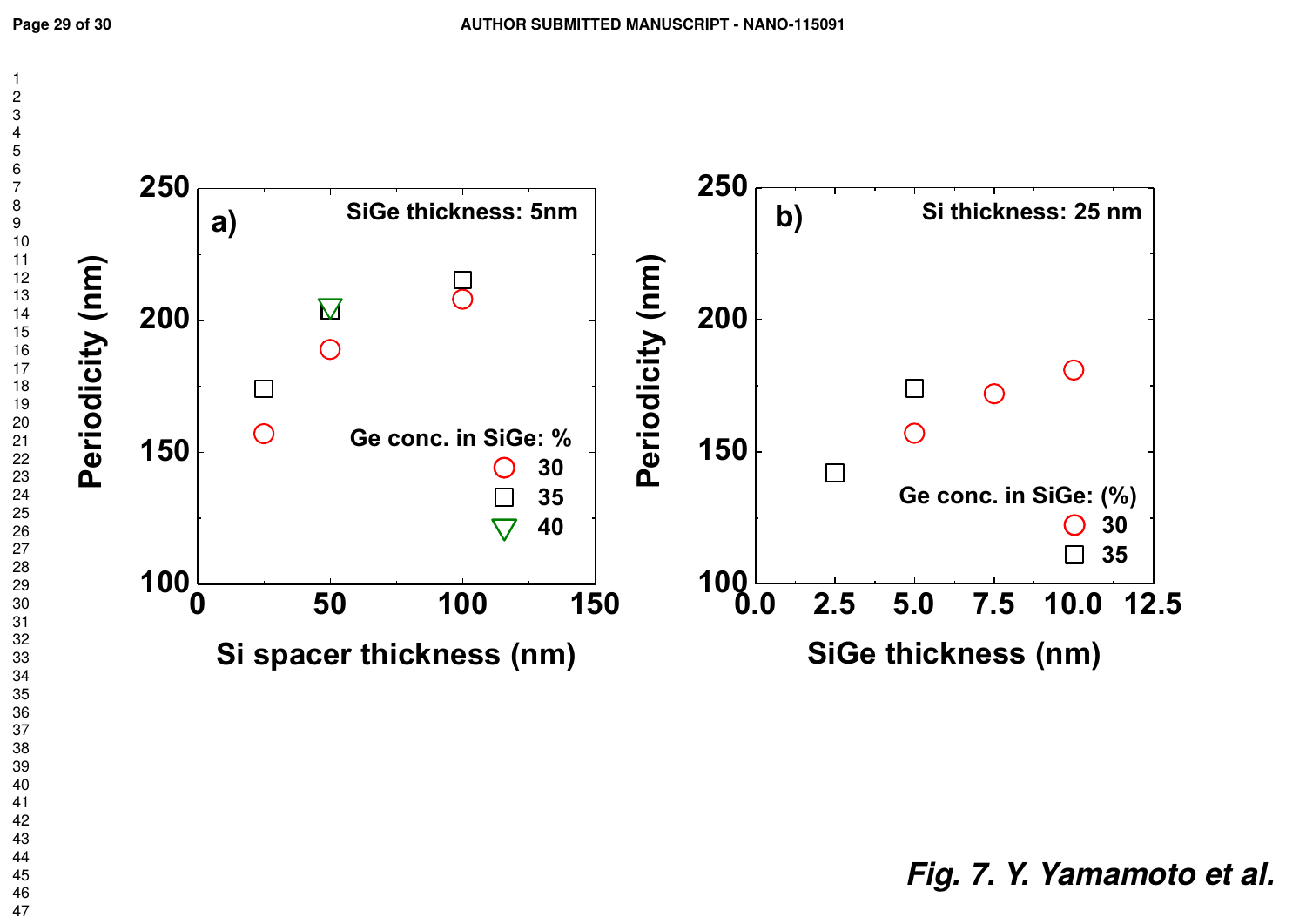Fig. 7. Y. Yamamoto et al.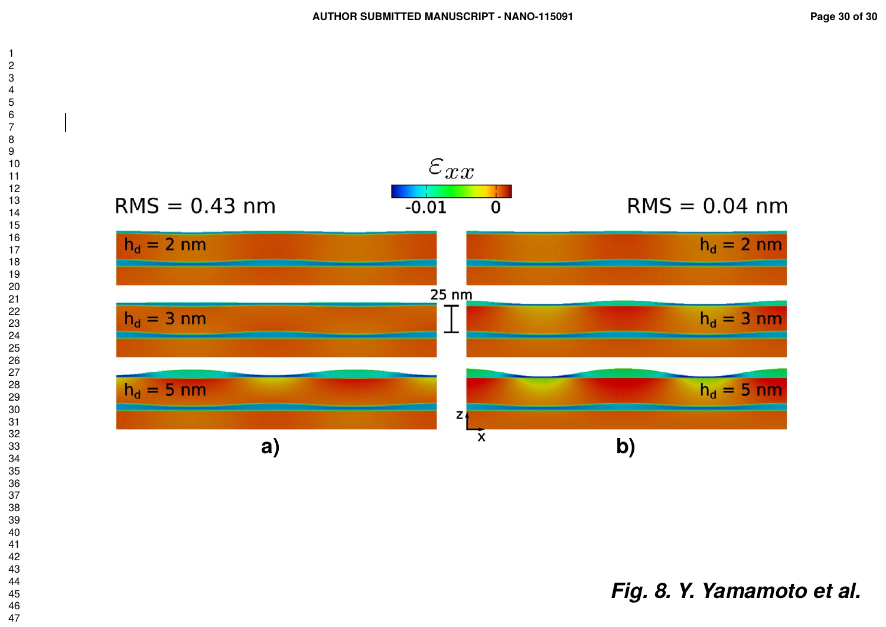$\varepsilon_{xx}$

-0.01

0

RMS = 0.43 nm

RMS = 0.04 nm

$h_d$ = 2 nm

$h_d$ = 3 nm

$h_d$ = 5 nm

25 nm

z

x

a)

b)

*Fig. 8. Y. Yamamoto et al.*